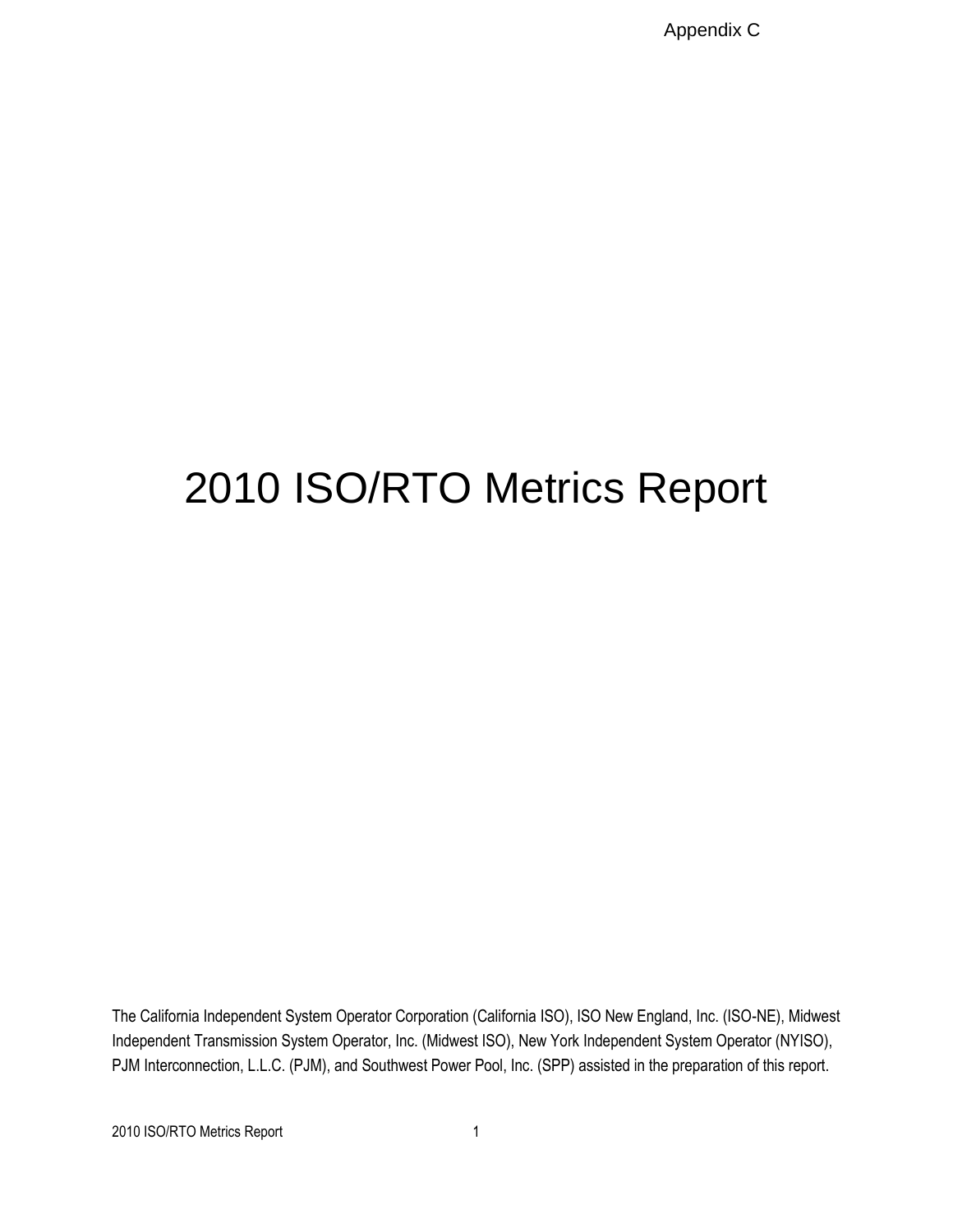Appendix C

# 2010 ISO/RTO Metrics Report

The California Independent System Operator Corporation (California ISO), ISO New England, Inc. (ISO-NE), Midwest Independent Transmission System Operator, Inc. (Midwest ISO), New York Independent System Operator (NYISO), PJM Interconnection, L.L.C. (PJM), and Southwest Power Pool, Inc. (SPP) assisted in the preparation of this report.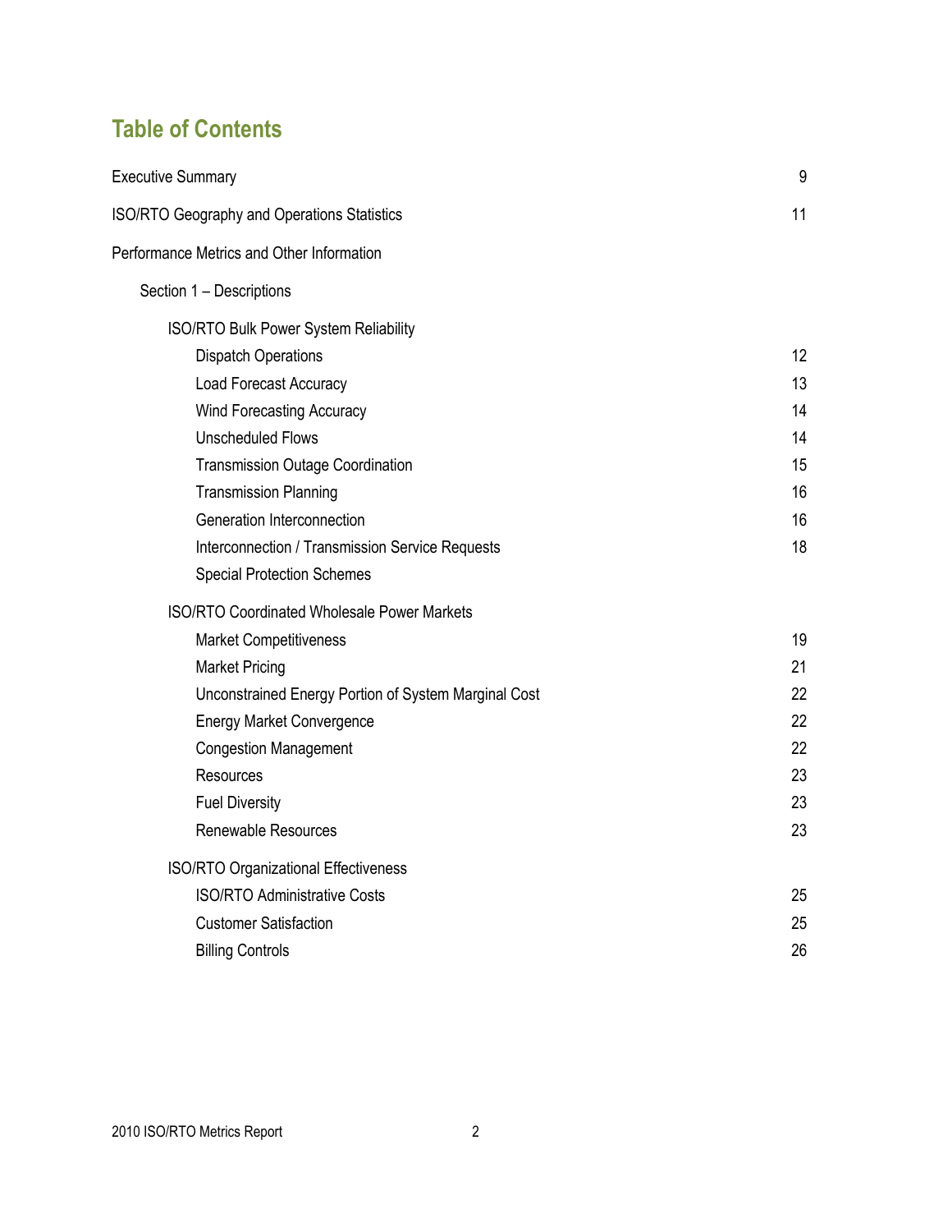# Table of Contents

| | |
|---|---|
| Executive Summary | 9 |
| ISO/RTO Geography and Operations Statistics | 11 |
| Performance Metrics and Other Information | |
| Section 1 – Descriptions | |
| ISO/RTO Bulk Power System Reliability | |
| Dispatch Operations | 12 |
| Load Forecast Accuracy | 13 |
| Wind Forecasting Accuracy | 14 |
| Unscheduled Flows | 14 |
| Transmission Outage Coordination | 15 |
| Transmission Planning | 16 |
| Generation Interconnection | 16 |
| Interconnection / Transmission Service Requests | 18 |
| Special Protection Schemes | |
| ISO/RTO Coordinated Wholesale Power Markets | |
| Market Competitiveness | 19 |
| Market Pricing | 21 |
| Unconstrained Energy Portion of System Marginal Cost | 22 |
| Energy Market Convergence | 22 |
| Congestion Management | 22 |
| Resources | 23 |
| Fuel Diversity | 23 |
| Renewable Resources | 23 |
| ISO/RTO Organizational Effectiveness | |
| ISO/RTO Administrative Costs | 25 |
| Customer Satisfaction | 25 |
| Billing Controls | 26 |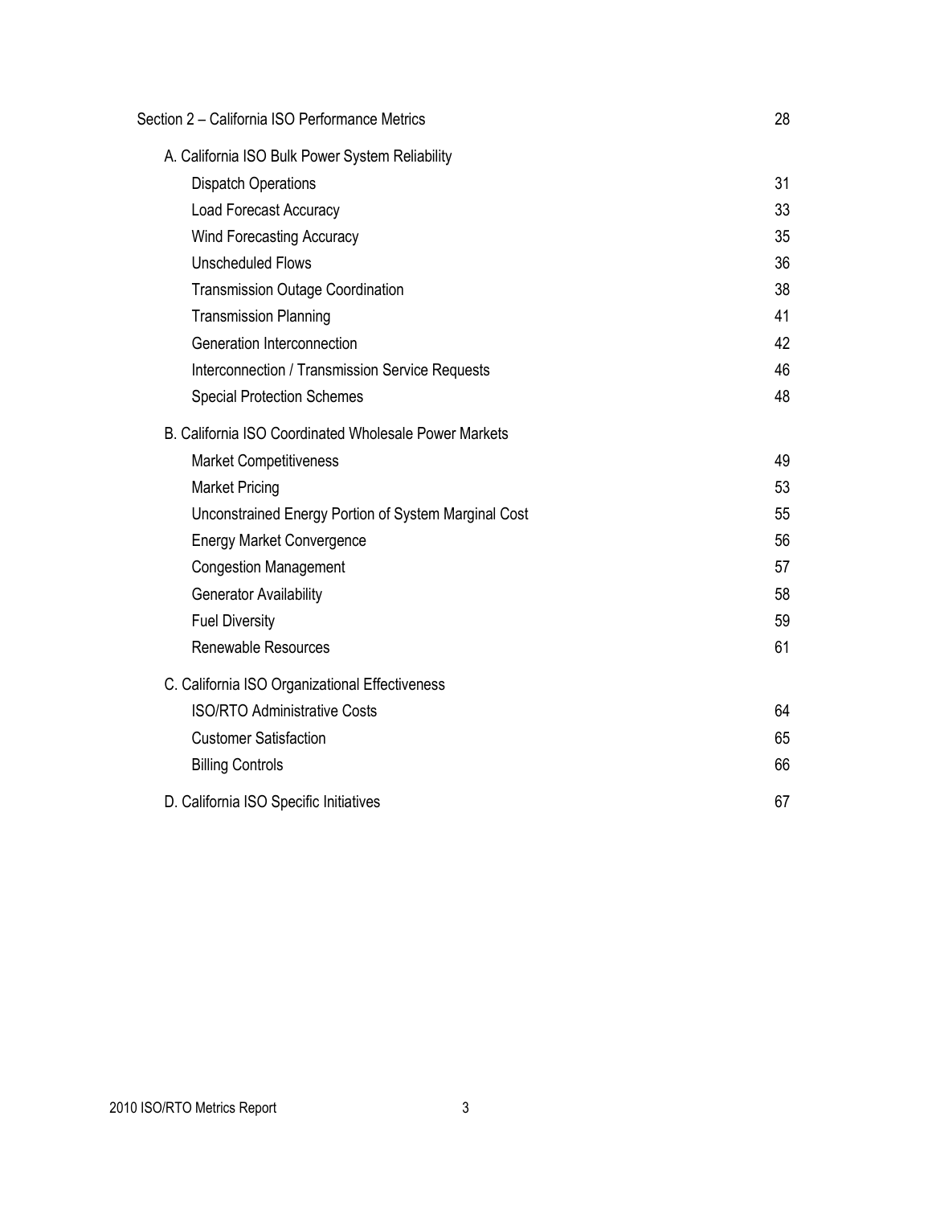| | |
|---|---|
| Section 2 – California ISO Performance Metrics | 28 |
| A. California ISO Bulk Power System Reliability | |
| Dispatch Operations | 31 |
| Load Forecast Accuracy | 33 |
| Wind Forecasting Accuracy | 35 |
| Unscheduled Flows | 36 |
| Transmission Outage Coordination | 38 |
| Transmission Planning | 41 |
| Generation Interconnection | 42 |
| Interconnection / Transmission Service Requests | 46 |
| Special Protection Schemes | 48 |
| B. California ISO Coordinated Wholesale Power Markets | |
| Market Competitiveness | 49 |
| Market Pricing | 53 |
| Unconstrained Energy Portion of System Marginal Cost | 55 |
| Energy Market Convergence | 56 |
| Congestion Management | 57 |
| Generator Availability | 58 |
| Fuel Diversity | 59 |
| Renewable Resources | 61 |
| C. California ISO Organizational Effectiveness | |
| ISO/RTO Administrative Costs | 64 |
| Customer Satisfaction | 65 |
| Billing Controls | 66 |
| D. California ISO Specific Initiatives | 67 |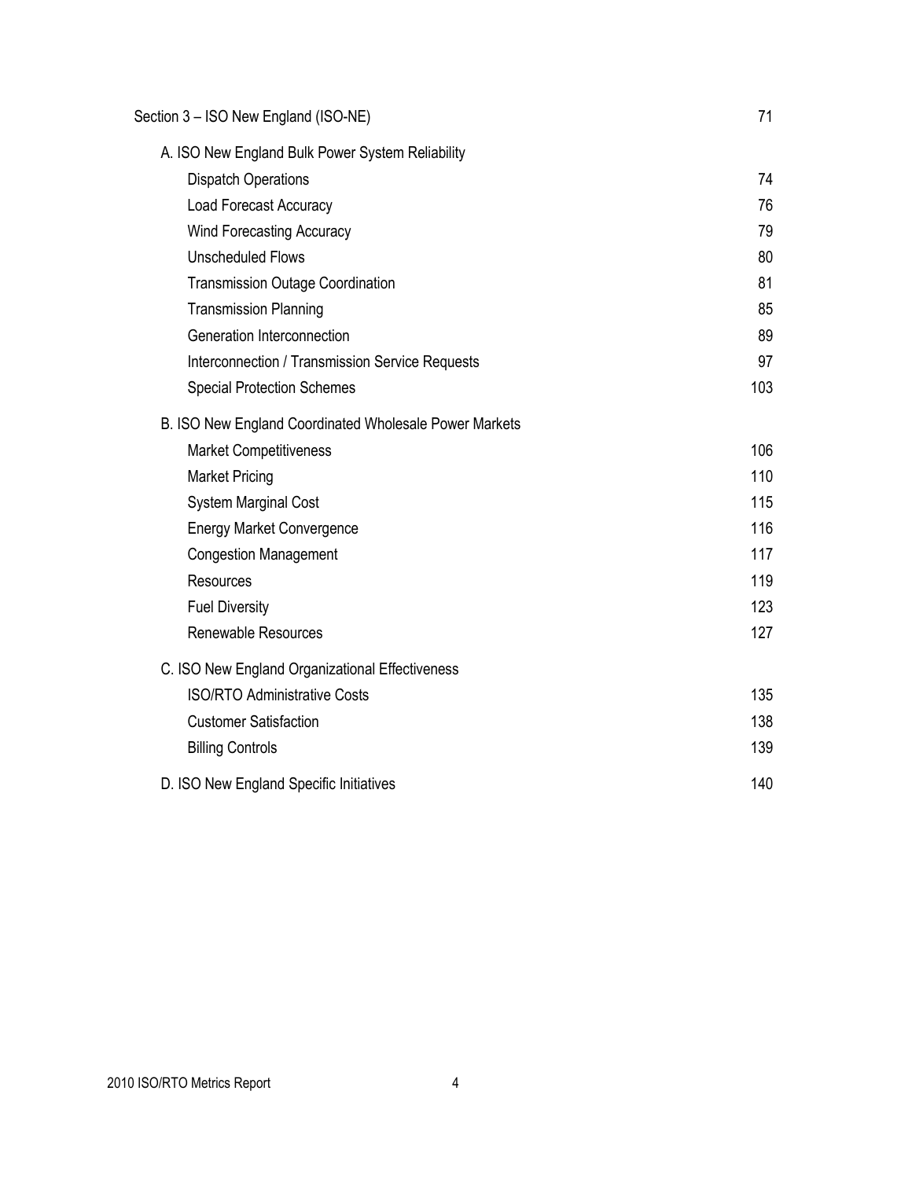| | |
|---|---|
| Section 3 – ISO New England (ISO-NE) | 71 |
| A. ISO New England Bulk Power System Reliability | |
| Dispatch Operations | 74 |
| Load Forecast Accuracy | 76 |
| Wind Forecasting Accuracy | 79 |
| Unscheduled Flows | 80 |
| Transmission Outage Coordination | 81 |
| Transmission Planning | 85 |
| Generation Interconnection | 89 |
| Interconnection / Transmission Service Requests | 97 |
| Special Protection Schemes | 103 |
| B. ISO New England Coordinated Wholesale Power Markets | |
| Market Competitiveness | 106 |
| Market Pricing | 110 |
| System Marginal Cost | 115 |
| Energy Market Convergence | 116 |
| Congestion Management | 117 |
| Resources | 119 |
| Fuel Diversity | 123 |
| Renewable Resources | 127 |
| C. ISO New England Organizational Effectiveness | |
| ISO/RTO Administrative Costs | 135 |
| Customer Satisfaction | 138 |
| Billing Controls | 139 |
| D. ISO New England Specific Initiatives | 140 |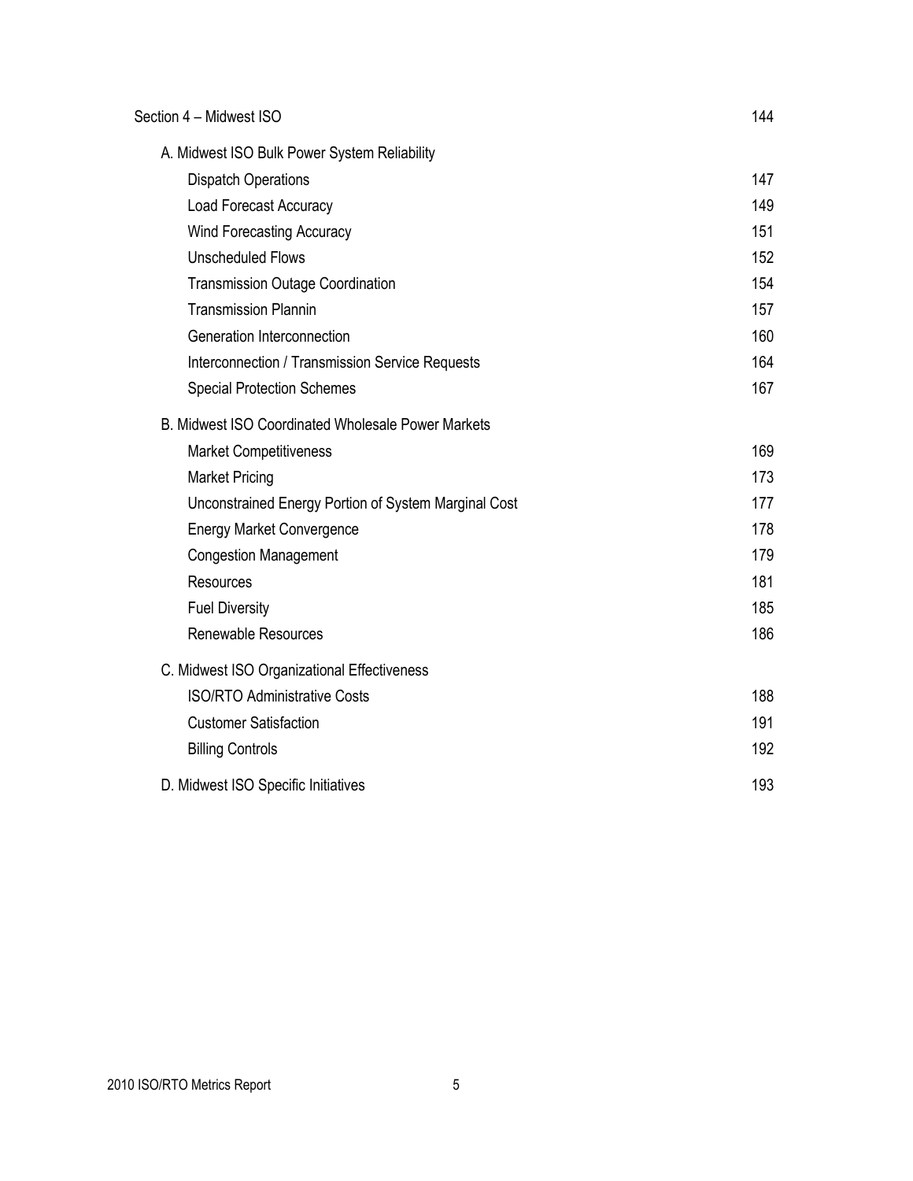| | |
|---|---|
| Section 4 – Midwest ISO | 144 |
| A. Midwest ISO Bulk Power System Reliability | |
| Dispatch Operations | 147 |
| Load Forecast Accuracy | 149 |
| Wind Forecasting Accuracy | 151 |
| Unscheduled Flows | 152 |
| Transmission Outage Coordination | 154 |
| Transmission Plannin | 157 |
| Generation Interconnection | 160 |
| Interconnection / Transmission Service Requests | 164 |
| Special Protection Schemes | 167 |
| B. Midwest ISO Coordinated Wholesale Power Markets | |
| Market Competitiveness | 169 |
| Market Pricing | 173 |
| Unconstrained Energy Portion of System Marginal Cost | 177 |
| Energy Market Convergence | 178 |
| Congestion Management | 179 |
| Resources | 181 |
| Fuel Diversity | 185 |
| Renewable Resources | 186 |
| C. Midwest ISO Organizational Effectiveness | |
| ISO/RTO Administrative Costs | 188 |
| Customer Satisfaction | 191 |
| Billing Controls | 192 |
| D. Midwest ISO Specific Initiatives | 193 |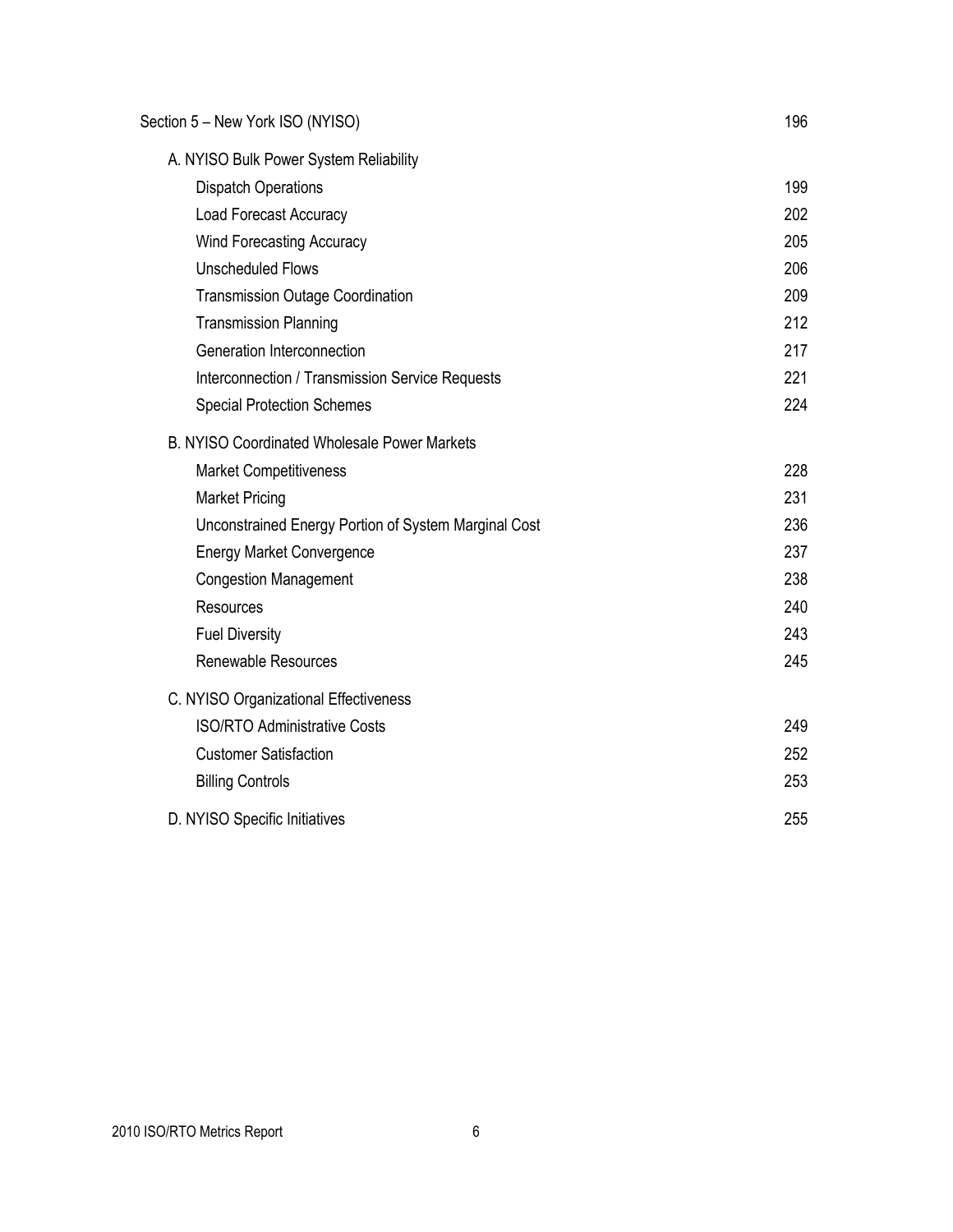| | |
|---|---|
| Section 5 – New York ISO (NYISO) | 196 |
| A. NYISO Bulk Power System Reliability | |
| Dispatch Operations | 199 |
| Load Forecast Accuracy | 202 |
| Wind Forecasting Accuracy | 205 |
| Unscheduled Flows | 206 |
| Transmission Outage Coordination | 209 |
| Transmission Planning | 212 |
| Generation Interconnection | 217 |
| Interconnection / Transmission Service Requests | 221 |
| Special Protection Schemes | 224 |
| B. NYISO Coordinated Wholesale Power Markets | |
| Market Competitiveness | 228 |
| Market Pricing | 231 |
| Unconstrained Energy Portion of System Marginal Cost | 236 |
| Energy Market Convergence | 237 |
| Congestion Management | 238 |
| Resources | 240 |
| Fuel Diversity | 243 |
| Renewable Resources | 245 |
| C. NYISO Organizational Effectiveness | |
| ISO/RTO Administrative Costs | 249 |
| Customer Satisfaction | 252 |
| Billing Controls | 253 |
| D. NYISO Specific Initiatives | 255 |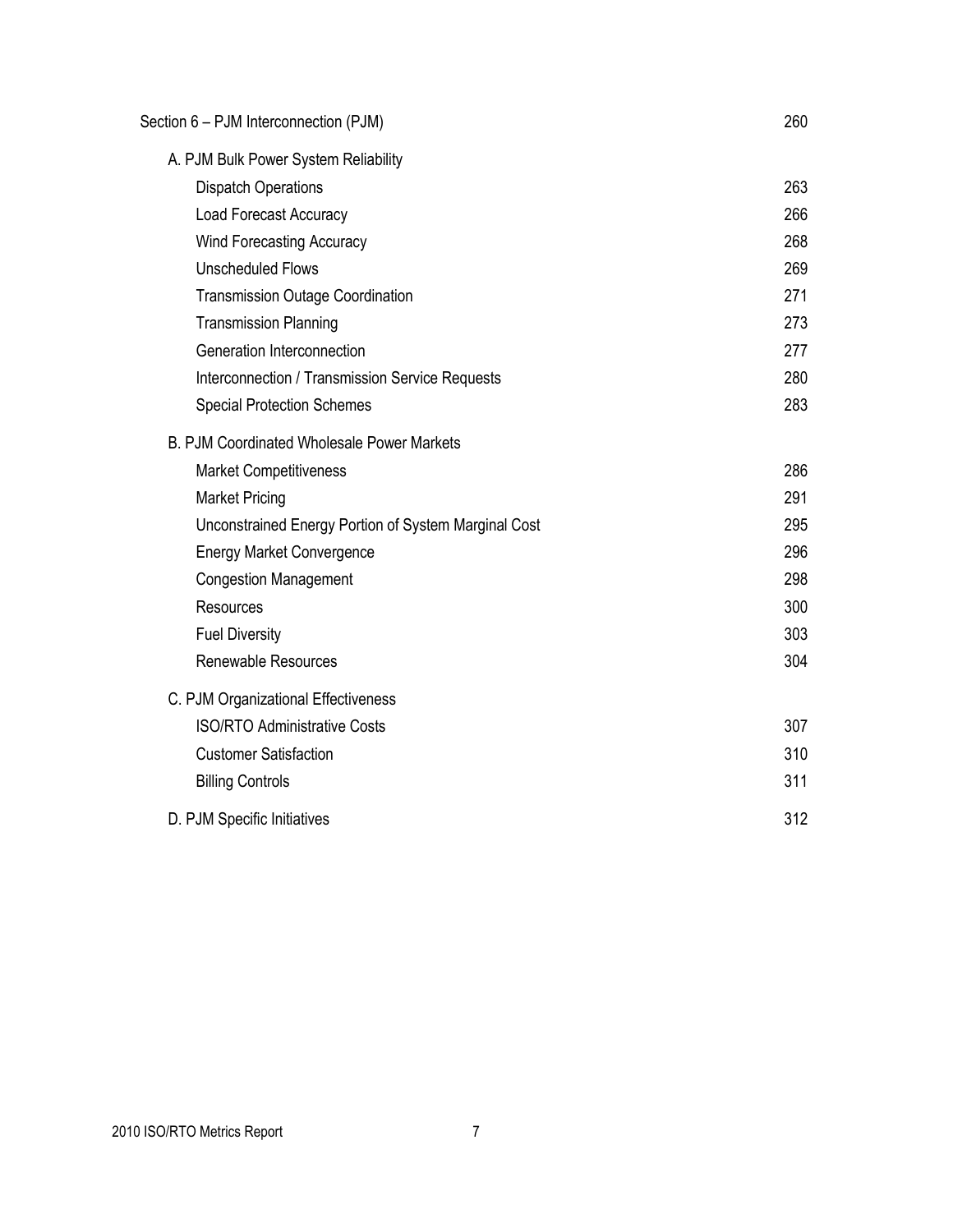| | |
|---|---|
| Section 6 – PJM Interconnection (PJM) | 260 |
| A. PJM Bulk Power System Reliability | |
| Dispatch Operations | 263 |
| Load Forecast Accuracy | 266 |
| Wind Forecasting Accuracy | 268 |
| Unscheduled Flows | 269 |
| Transmission Outage Coordination | 271 |
| Transmission Planning | 273 |
| Generation Interconnection | 277 |
| Interconnection / Transmission Service Requests | 280 |
| Special Protection Schemes | 283 |
| B. PJM Coordinated Wholesale Power Markets | |
| Market Competitiveness | 286 |
| Market Pricing | 291 |
| Unconstrained Energy Portion of System Marginal Cost | 295 |
| Energy Market Convergence | 296 |
| Congestion Management | 298 |
| Resources | 300 |
| Fuel Diversity | 303 |
| Renewable Resources | 304 |
| C. PJM Organizational Effectiveness | |
| ISO/RTO Administrative Costs | 307 |
| Customer Satisfaction | 310 |
| Billing Controls | 311 |
| D. PJM Specific Initiatives | 312 |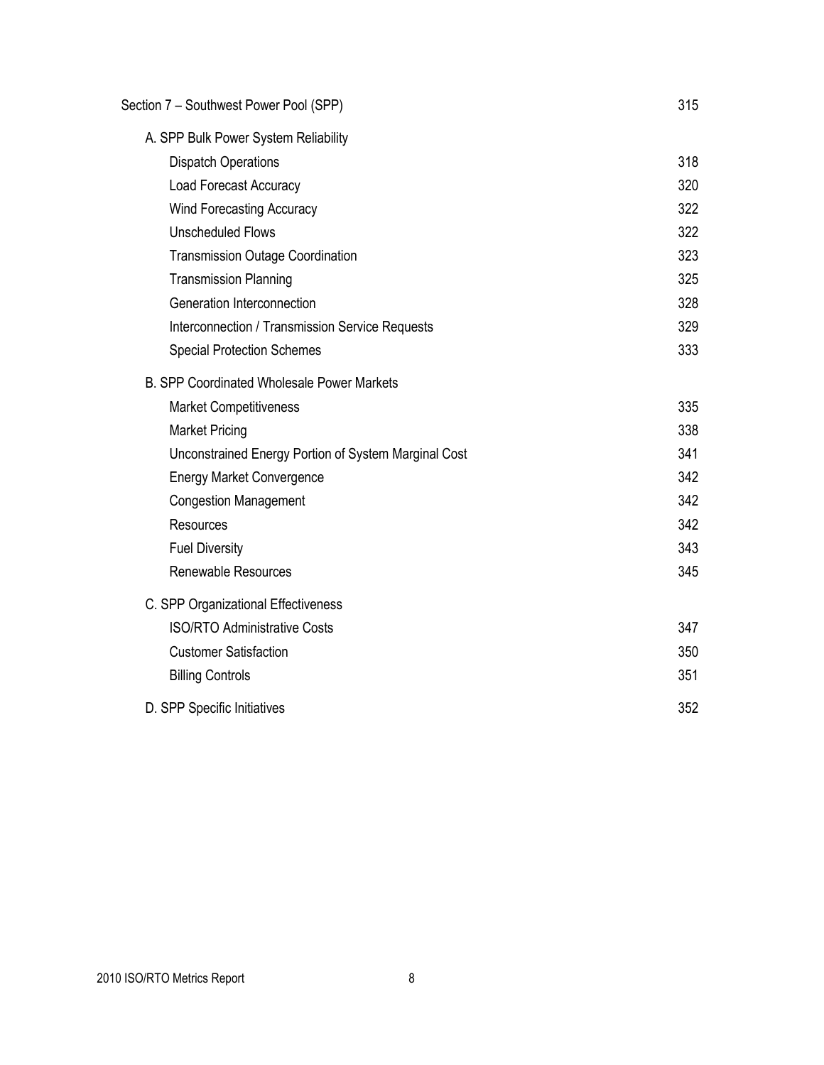| | |
|---|---|
| Section 7 – Southwest Power Pool (SPP) | 315 |
| A. SPP Bulk Power System Reliability | |
| Dispatch Operations | 318 |
| Load Forecast Accuracy | 320 |
| Wind Forecasting Accuracy | 322 |
| Unscheduled Flows | 322 |
| Transmission Outage Coordination | 323 |
| Transmission Planning | 325 |
| Generation Interconnection | 328 |
| Interconnection / Transmission Service Requests | 329 |
| Special Protection Schemes | 333 |
| B. SPP Coordinated Wholesale Power Markets | |
| Market Competitiveness | 335 |
| Market Pricing | 338 |
| Unconstrained Energy Portion of System Marginal Cost | 341 |
| Energy Market Convergence | 342 |
| Congestion Management | 342 |
| Resources | 342 |
| Fuel Diversity | 343 |
| Renewable Resources | 345 |
| C. SPP Organizational Effectiveness | |
| ISO/RTO Administrative Costs | 347 |
| Customer Satisfaction | 350 |
| Billing Controls | 351 |
| D. SPP Specific Initiatives | 352 |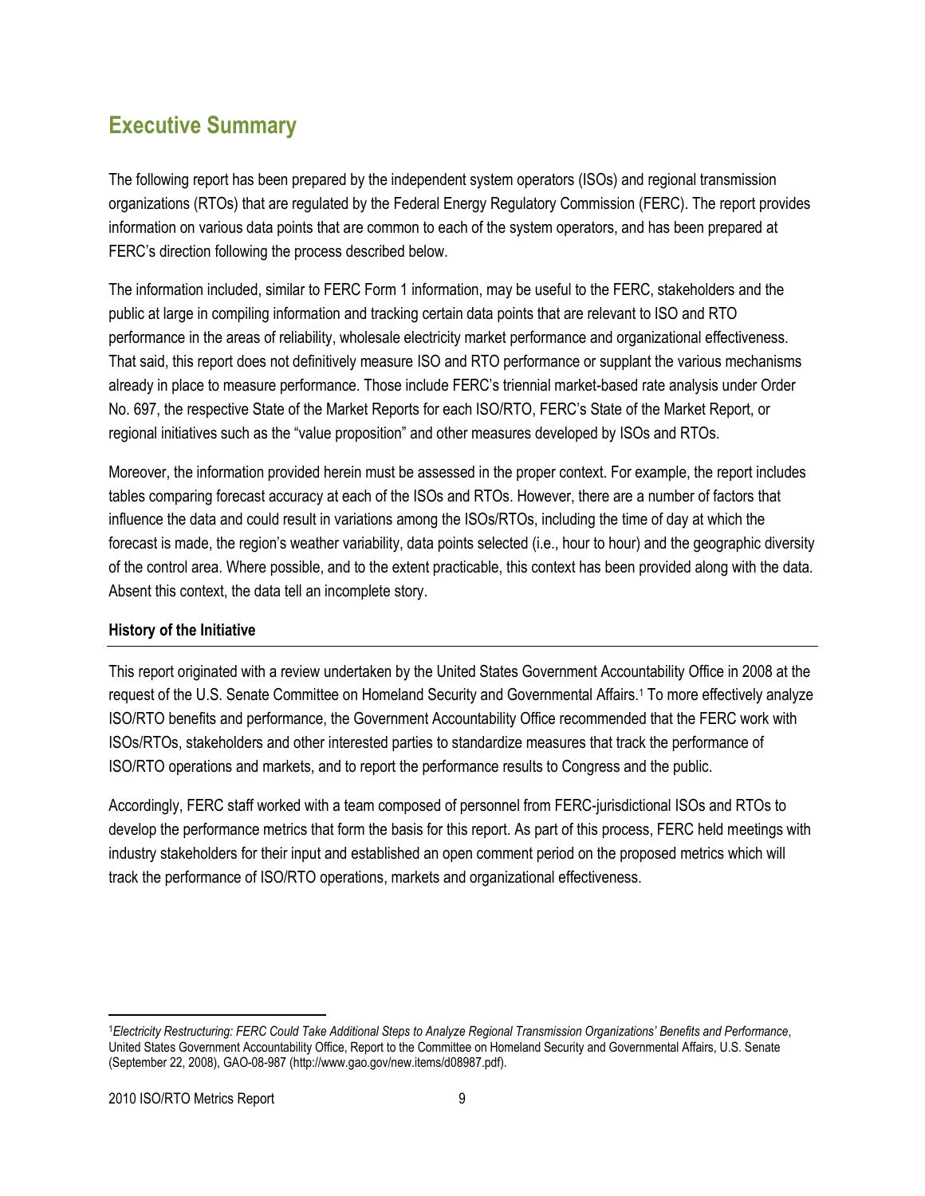# Executive Summary

The following report has been prepared by the independent system operators (ISOs) and regional transmission organizations (RTOs) that are regulated by the Federal Energy Regulatory Commission (FERC). The report provides information on various data points that are common to each of the system operators, and has been prepared at FERC's direction following the process described below.

The information included, similar to FERC Form 1 information, may be useful to the FERC, stakeholders and the public at large in compiling information and tracking certain data points that are relevant to ISO and RTO performance in the areas of reliability, wholesale electricity market performance and organizational effectiveness. That said, this report does not definitively measure ISO and RTO performance or supplant the various mechanisms already in place to measure performance. Those include FERC's triennial market-based rate analysis under Order No. 697, the respective State of the Market Reports for each ISO/RTO, FERC's State of the Market Report, or regional initiatives such as the "value proposition" and other measures developed by ISOs and RTOs.

Moreover, the information provided herein must be assessed in the proper context. For example, the report includes tables comparing forecast accuracy at each of the ISOs and RTOs. However, there are a number of factors that influence the data and could result in variations among the ISOs/RTOs, including the time of day at which the forecast is made, the region's weather variability, data points selected (i.e., hour to hour) and the geographic diversity of the control area. Where possible, and to the extent practicable, this context has been provided along with the data. Absent this context, the data tell an incomplete story.

**History of the Initiative**

This report originated with a review undertaken by the United States Government Accountability Office in 2008 at the request of the U.S. Senate Committee on Homeland Security and Governmental Affairs.[1] To more effectively analyze ISO/RTO benefits and performance, the Government Accountability Office recommended that the FERC work with ISOs/RTOs, stakeholders and other interested parties to standardize measures that track the performance of ISO/RTO operations and markets, and to report the performance results to Congress and the public.

Accordingly, FERC staff worked with a team composed of personnel from FERC-jurisdictional ISOs and RTOs to develop the performance metrics that form the basis for this report. As part of this process, FERC held meetings with industry stakeholders for their input and established an open comment period on the proposed metrics which will track the performance of ISO/RTO operations, markets and organizational effectiveness.

---

[1]*Electricity Restructuring: FERC Could Take Additional Steps to Analyze Regional Transmission Organizations' Benefits and Performance*, United States Government Accountability Office, Report to the Committee on Homeland Security and Governmental Affairs, U.S. Senate (September 22, 2008), GAO-08-987 (http://www.gao.gov/new.items/d08987.pdf).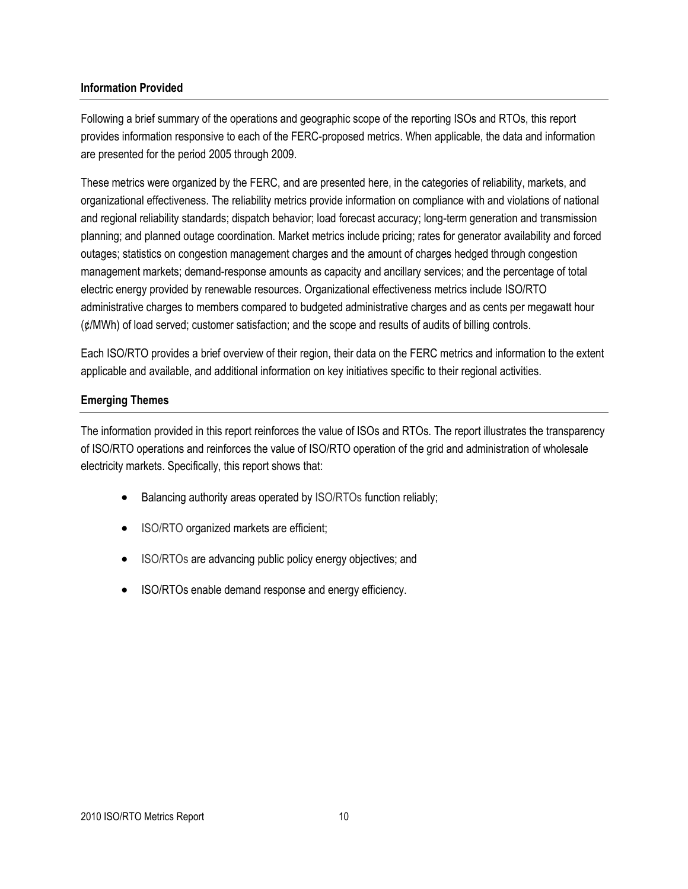**Information Provided**

Following a brief summary of the operations and geographic scope of the reporting ISOs and RTOs, this report provides information responsive to each of the FERC-proposed metrics. When applicable, the data and information are presented for the period 2005 through 2009.

These metrics were organized by the FERC, and are presented here, in the categories of reliability, markets, and organizational effectiveness. The reliability metrics provide information on compliance with and violations of national and regional reliability standards; dispatch behavior; load forecast accuracy; long-term generation and transmission planning; and planned outage coordination. Market metrics include pricing; rates for generator availability and forced outages; statistics on congestion management charges and the amount of charges hedged through congestion management markets; demand-response amounts as capacity and ancillary services; and the percentage of total electric energy provided by renewable resources. Organizational effectiveness metrics include ISO/RTO administrative charges to members compared to budgeted administrative charges and as cents per megawatt hour (¢/MWh) of load served; customer satisfaction; and the scope and results of audits of billing controls.

Each ISO/RTO provides a brief overview of their region, their data on the FERC metrics and information to the extent applicable and available, and additional information on key initiatives specific to their regional activities.

**Emerging Themes**

The information provided in this report reinforces the value of ISOs and RTOs. The report illustrates the transparency of ISO/RTO operations and reinforces the value of ISO/RTO operation of the grid and administration of wholesale electricity markets. Specifically, this report shows that:

- Balancing authority areas operated by ISO/RTOs function reliably;
- ISO/RTO organized markets are efficient;
- ISO/RTOs are advancing public policy energy objectives; and
- ISO/RTOs enable demand response and energy efficiency.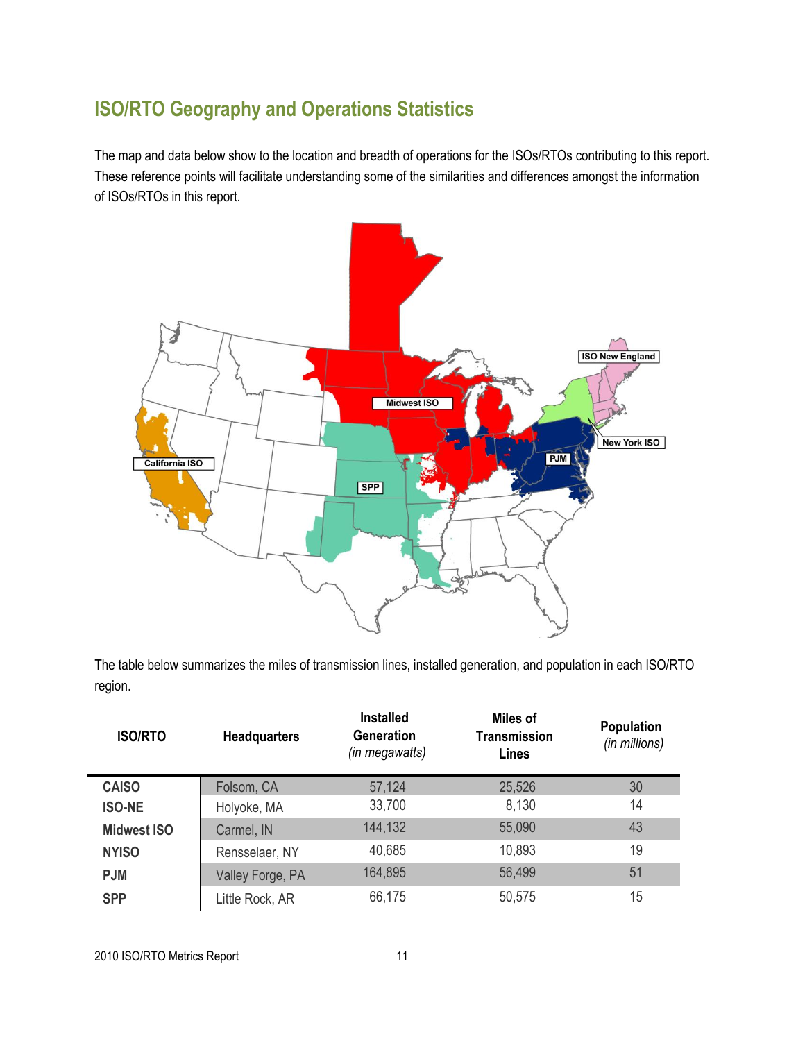## ISO/RTO Geography and Operations Statistics

The map and data below show to the location and breadth of operations for the ISOs/RTOs contributing to this report. These reference points will facilitate understanding some of the similarities and differences amongst the information of ISOs/RTOs in this report.

The table below summarizes the miles of transmission lines, installed generation, and population in each ISO/RTO region.

| ISO/RTO | Headquarters | Installed Generation *(in megawatts)* | Miles of Transmission Lines | Population *(in millions)* |
|---|---|---|---|---|
| **CAISO** | Folsom, CA | 57,124 | 25,526 | 30 |
| **ISO-NE** | Holyoke, MA | 33,700 | 8,130 | 14 |
| **Midwest ISO** | Carmel, IN | 144,132 | 55,090 | 43 |
| **NYISO** | Rensselaer, NY | 40,685 | 10,893 | 19 |
| **PJM** | Valley Forge, PA | 164,895 | 56,499 | 51 |
| **SPP** | Little Rock, AR | 66,175 | 50,575 | 15 |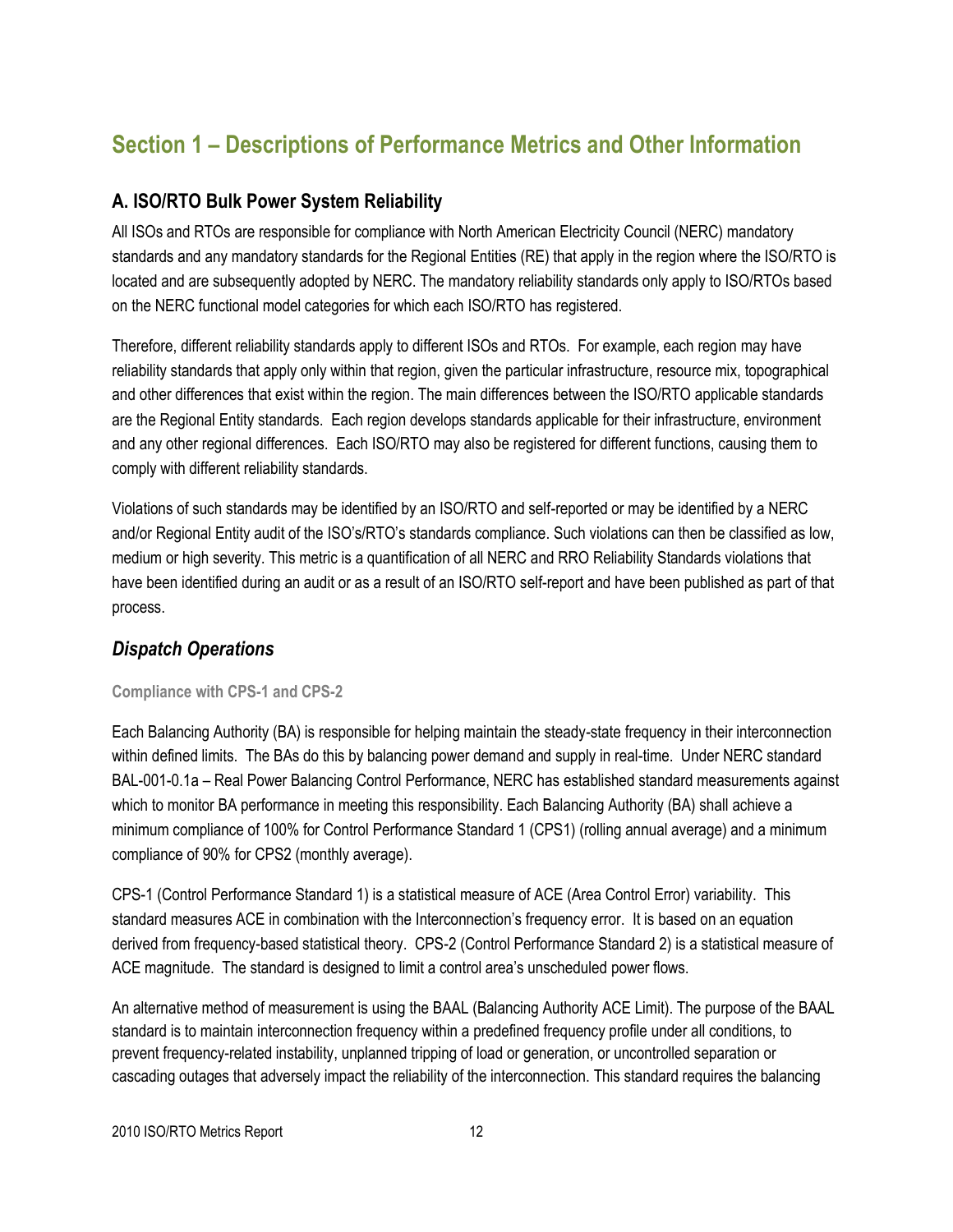# Section 1 – Descriptions of Performance Metrics and Other Information

## A. ISO/RTO Bulk Power System Reliability

All ISOs and RTOs are responsible for compliance with North American Electricity Council (NERC) mandatory standards and any mandatory standards for the Regional Entities (RE) that apply in the region where the ISO/RTO is located and are subsequently adopted by NERC. The mandatory reliability standards only apply to ISO/RTOs based on the NERC functional model categories for which each ISO/RTO has registered.

Therefore, different reliability standards apply to different ISOs and RTOs. For example, each region may have reliability standards that apply only within that region, given the particular infrastructure, resource mix, topographical and other differences that exist within the region. The main differences between the ISO/RTO applicable standards are the Regional Entity standards. Each region develops standards applicable for their infrastructure, environment and any other regional differences. Each ISO/RTO may also be registered for different functions, causing them to comply with different reliability standards.

Violations of such standards may be identified by an ISO/RTO and self-reported or may be identified by a NERC and/or Regional Entity audit of the ISO's/RTO's standards compliance. Such violations can then be classified as low, medium or high severity. This metric is a quantification of all NERC and RRO Reliability Standards violations that have been identified during an audit or as a result of an ISO/RTO self-report and have been published as part of that process.

### *Dispatch Operations*

#### Compliance with CPS-1 and CPS-2

Each Balancing Authority (BA) is responsible for helping maintain the steady-state frequency in their interconnection within defined limits. The BAs do this by balancing power demand and supply in real-time. Under NERC standard BAL-001-0.1a – Real Power Balancing Control Performance, NERC has established standard measurements against which to monitor BA performance in meeting this responsibility. Each Balancing Authority (BA) shall achieve a minimum compliance of 100% for Control Performance Standard 1 (CPS1) (rolling annual average) and a minimum compliance of 90% for CPS2 (monthly average).

CPS-1 (Control Performance Standard 1) is a statistical measure of ACE (Area Control Error) variability. This standard measures ACE in combination with the Interconnection's frequency error. It is based on an equation derived from frequency-based statistical theory. CPS-2 (Control Performance Standard 2) is a statistical measure of ACE magnitude. The standard is designed to limit a control area's unscheduled power flows.

An alternative method of measurement is using the BAAL (Balancing Authority ACE Limit). The purpose of the BAAL standard is to maintain interconnection frequency within a predefined frequency profile under all conditions, to prevent frequency-related instability, unplanned tripping of load or generation, or uncontrolled separation or cascading outages that adversely impact the reliability of the interconnection. This standard requires the balancing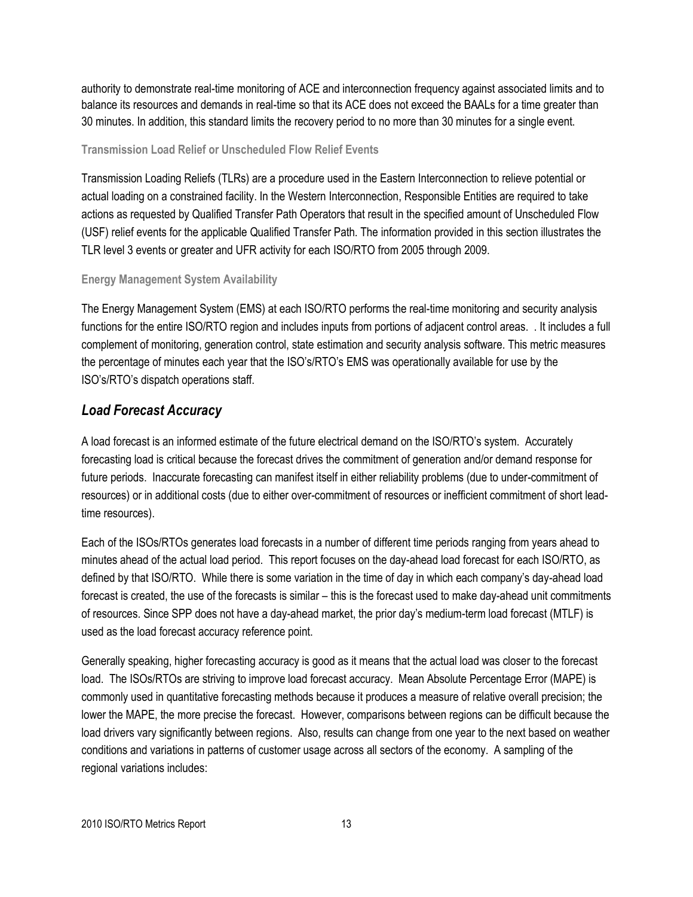authority to demonstrate real-time monitoring of ACE and interconnection frequency against associated limits and to balance its resources and demands in real-time so that its ACE does not exceed the BAALs for a time greater than 30 minutes. In addition, this standard limits the recovery period to no more than 30 minutes for a single event.

#### Transmission Load Relief or Unscheduled Flow Relief Events

Transmission Loading Reliefs (TLRs) are a procedure used in the Eastern Interconnection to relieve potential or actual loading on a constrained facility. In the Western Interconnection, Responsible Entities are required to take actions as requested by Qualified Transfer Path Operators that result in the specified amount of Unscheduled Flow (USF) relief events for the applicable Qualified Transfer Path. The information provided in this section illustrates the TLR level 3 events or greater and UFR activity for each ISO/RTO from 2005 through 2009.

#### Energy Management System Availability

The Energy Management System (EMS) at each ISO/RTO performs the real-time monitoring and security analysis functions for the entire ISO/RTO region and includes inputs from portions of adjacent control areas. . It includes a full complement of monitoring, generation control, state estimation and security analysis software. This metric measures the percentage of minutes each year that the ISO's/RTO's EMS was operationally available for use by the ISO's/RTO's dispatch operations staff.

## *Load Forecast Accuracy*

A load forecast is an informed estimate of the future electrical demand on the ISO/RTO's system. Accurately forecasting load is critical because the forecast drives the commitment of generation and/or demand response for future periods. Inaccurate forecasting can manifest itself in either reliability problems (due to under-commitment of resources) or in additional costs (due to either over-commitment of resources or inefficient commitment of short lead-time resources).

Each of the ISOs/RTOs generates load forecasts in a number of different time periods ranging from years ahead to minutes ahead of the actual load period. This report focuses on the day-ahead load forecast for each ISO/RTO, as defined by that ISO/RTO. While there is some variation in the time of day in which each company's day-ahead load forecast is created, the use of the forecasts is similar – this is the forecast used to make day-ahead unit commitments of resources. Since SPP does not have a day-ahead market, the prior day's medium-term load forecast (MTLF) is used as the load forecast accuracy reference point.

Generally speaking, higher forecasting accuracy is good as it means that the actual load was closer to the forecast load. The ISOs/RTOs are striving to improve load forecast accuracy. Mean Absolute Percentage Error (MAPE) is commonly used in quantitative forecasting methods because it produces a measure of relative overall precision; the lower the MAPE, the more precise the forecast. However, comparisons between regions can be difficult because the load drivers vary significantly between regions. Also, results can change from one year to the next based on weather conditions and variations in patterns of customer usage across all sectors of the economy. A sampling of the regional variations includes: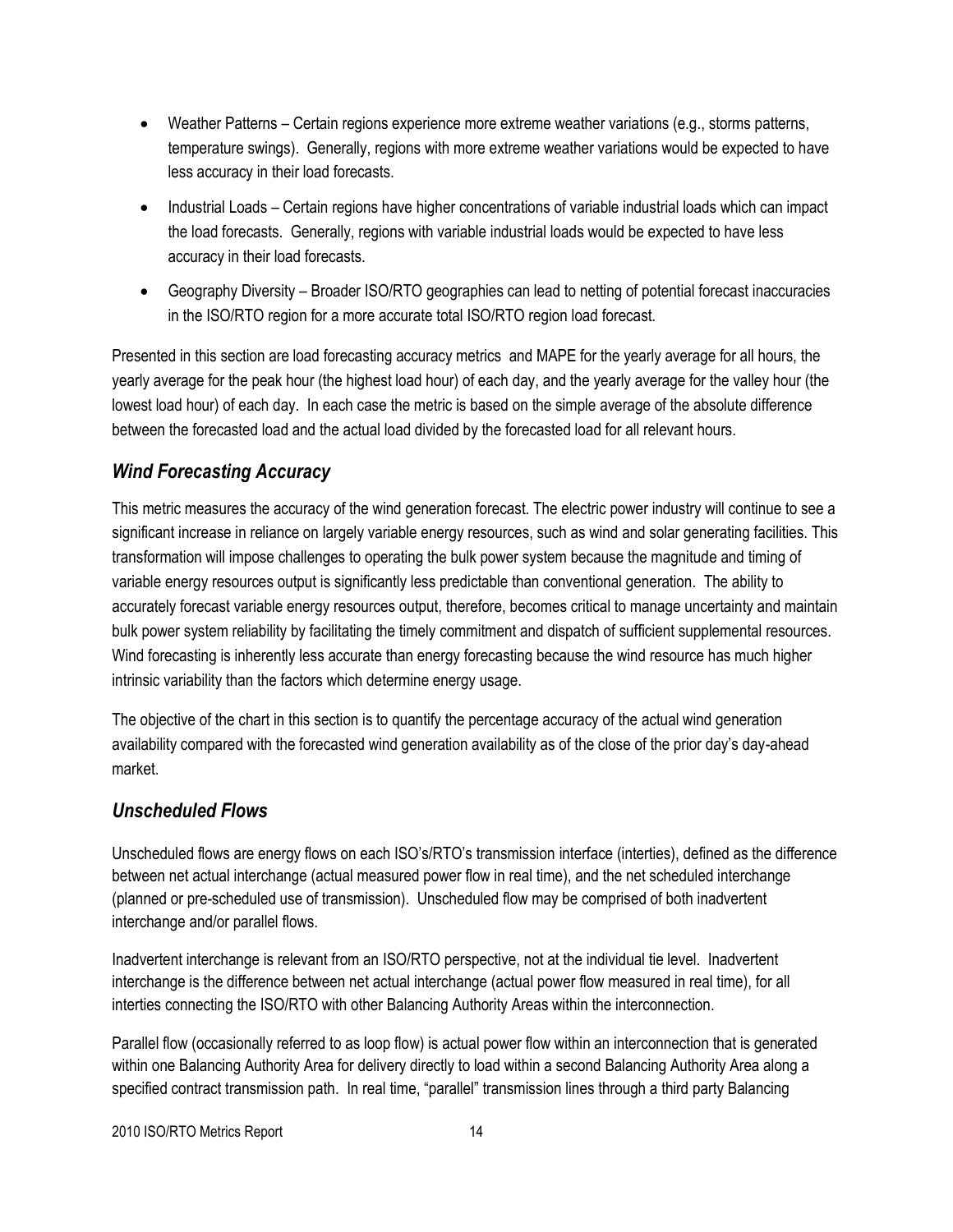- Weather Patterns – Certain regions experience more extreme weather variations (e.g., storms patterns, temperature swings). Generally, regions with more extreme weather variations would be expected to have less accuracy in their load forecasts.
- Industrial Loads – Certain regions have higher concentrations of variable industrial loads which can impact the load forecasts. Generally, regions with variable industrial loads would be expected to have less accuracy in their load forecasts.
- Geography Diversity – Broader ISO/RTO geographies can lead to netting of potential forecast inaccuracies in the ISO/RTO region for a more accurate total ISO/RTO region load forecast.

Presented in this section are load forecasting accuracy metrics and MAPE for the yearly average for all hours, the yearly average for the peak hour (the highest load hour) of each day, and the yearly average for the valley hour (the lowest load hour) of each day. In each case the metric is based on the simple average of the absolute difference between the forecasted load and the actual load divided by the forecasted load for all relevant hours.

## *Wind Forecasting Accuracy*

This metric measures the accuracy of the wind generation forecast. The electric power industry will continue to see a significant increase in reliance on largely variable energy resources, such as wind and solar generating facilities. This transformation will impose challenges to operating the bulk power system because the magnitude and timing of variable energy resources output is significantly less predictable than conventional generation. The ability to accurately forecast variable energy resources output, therefore, becomes critical to manage uncertainty and maintain bulk power system reliability by facilitating the timely commitment and dispatch of sufficient supplemental resources. Wind forecasting is inherently less accurate than energy forecasting because the wind resource has much higher intrinsic variability than the factors which determine energy usage.

The objective of the chart in this section is to quantify the percentage accuracy of the actual wind generation availability compared with the forecasted wind generation availability as of the close of the prior day's day-ahead market.

## *Unscheduled Flows*

Unscheduled flows are energy flows on each ISO's/RTO's transmission interface (interties), defined as the difference between net actual interchange (actual measured power flow in real time), and the net scheduled interchange (planned or pre-scheduled use of transmission). Unscheduled flow may be comprised of both inadvertent interchange and/or parallel flows.

Inadvertent interchange is relevant from an ISO/RTO perspective, not at the individual tie level. Inadvertent interchange is the difference between net actual interchange (actual power flow measured in real time), for all interties connecting the ISO/RTO with other Balancing Authority Areas within the interconnection.

Parallel flow (occasionally referred to as loop flow) is actual power flow within an interconnection that is generated within one Balancing Authority Area for delivery directly to load within a second Balancing Authority Area along a specified contract transmission path. In real time, "parallel" transmission lines through a third party Balancing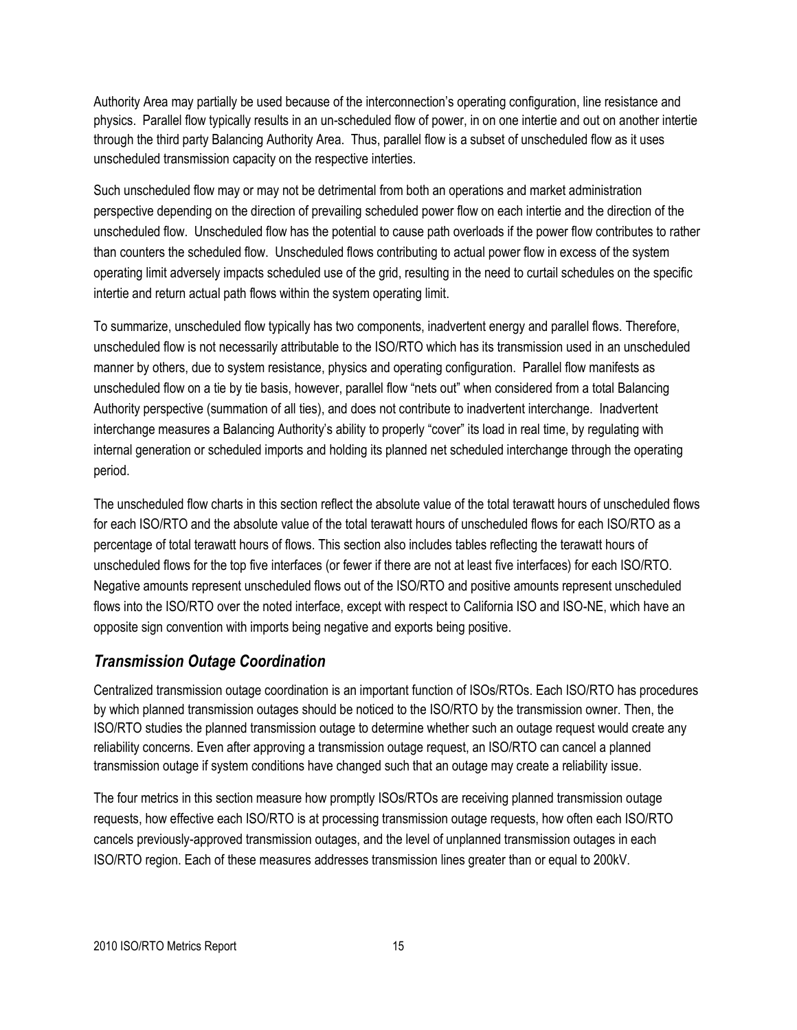Authority Area may partially be used because of the interconnection's operating configuration, line resistance and physics. Parallel flow typically results in an un-scheduled flow of power, in on one intertie and out on another intertie through the third party Balancing Authority Area. Thus, parallel flow is a subset of unscheduled flow as it uses unscheduled transmission capacity on the respective interties.

Such unscheduled flow may or may not be detrimental from both an operations and market administration perspective depending on the direction of prevailing scheduled power flow on each intertie and the direction of the unscheduled flow. Unscheduled flow has the potential to cause path overloads if the power flow contributes to rather than counters the scheduled flow. Unscheduled flows contributing to actual power flow in excess of the system operating limit adversely impacts scheduled use of the grid, resulting in the need to curtail schedules on the specific intertie and return actual path flows within the system operating limit.

To summarize, unscheduled flow typically has two components, inadvertent energy and parallel flows. Therefore, unscheduled flow is not necessarily attributable to the ISO/RTO which has its transmission used in an unscheduled manner by others, due to system resistance, physics and operating configuration. Parallel flow manifests as unscheduled flow on a tie by tie basis, however, parallel flow "nets out" when considered from a total Balancing Authority perspective (summation of all ties), and does not contribute to inadvertent interchange. Inadvertent interchange measures a Balancing Authority's ability to properly "cover" its load in real time, by regulating with internal generation or scheduled imports and holding its planned net scheduled interchange through the operating period.

The unscheduled flow charts in this section reflect the absolute value of the total terawatt hours of unscheduled flows for each ISO/RTO and the absolute value of the total terawatt hours of unscheduled flows for each ISO/RTO as a percentage of total terawatt hours of flows. This section also includes tables reflecting the terawatt hours of unscheduled flows for the top five interfaces (or fewer if there are not at least five interfaces) for each ISO/RTO. Negative amounts represent unscheduled flows out of the ISO/RTO and positive amounts represent unscheduled flows into the ISO/RTO over the noted interface, except with respect to California ISO and ISO-NE, which have an opposite sign convention with imports being negative and exports being positive.

## *Transmission Outage Coordination*

Centralized transmission outage coordination is an important function of ISOs/RTOs. Each ISO/RTO has procedures by which planned transmission outages should be noticed to the ISO/RTO by the transmission owner. Then, the ISO/RTO studies the planned transmission outage to determine whether such an outage request would create any reliability concerns. Even after approving a transmission outage request, an ISO/RTO can cancel a planned transmission outage if system conditions have changed such that an outage may create a reliability issue.

The four metrics in this section measure how promptly ISOs/RTOs are receiving planned transmission outage requests, how effective each ISO/RTO is at processing transmission outage requests, how often each ISO/RTO cancels previously-approved transmission outages, and the level of unplanned transmission outages in each ISO/RTO region. Each of these measures addresses transmission lines greater than or equal to 200kV.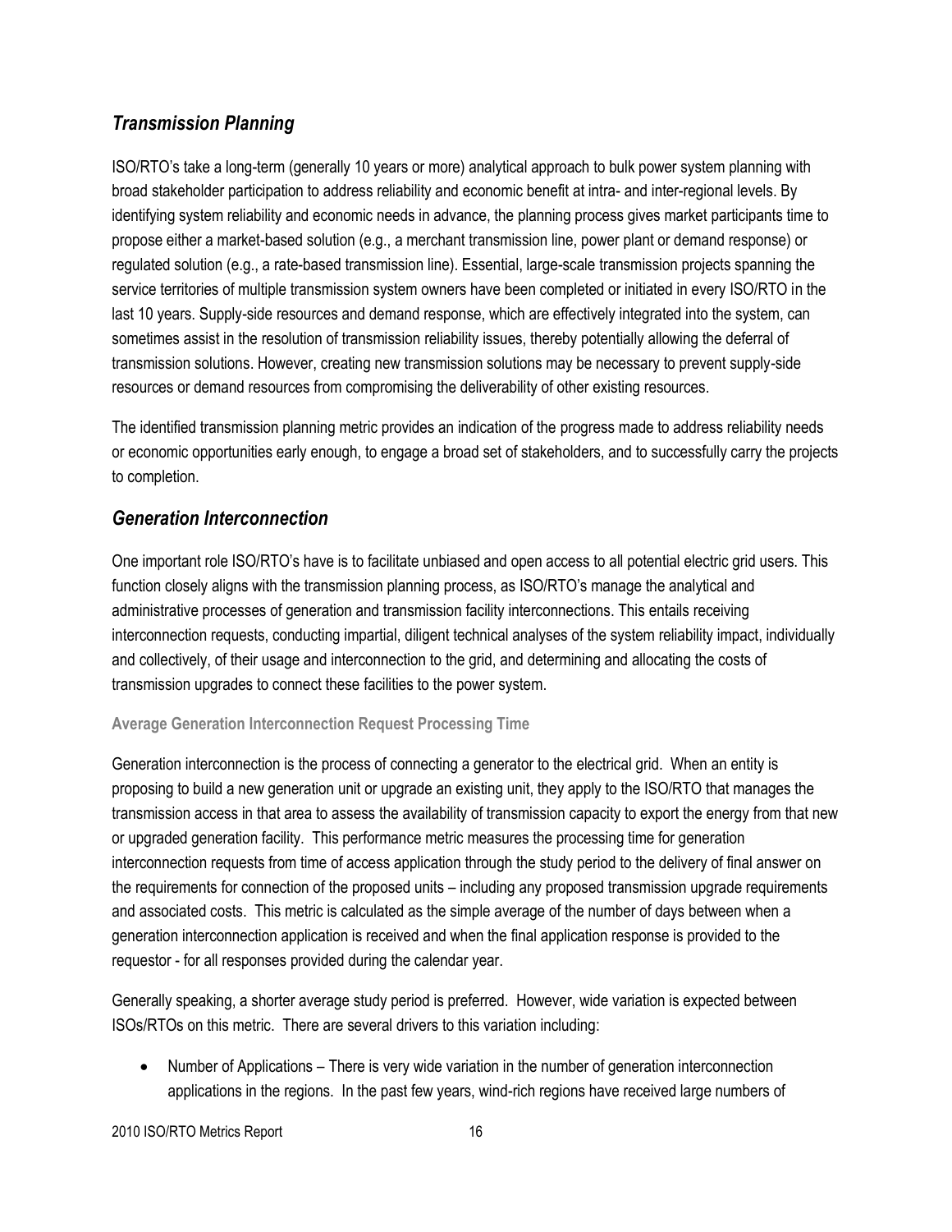## *Transmission Planning*

ISO/RTO's take a long-term (generally 10 years or more) analytical approach to bulk power system planning with broad stakeholder participation to address reliability and economic benefit at intra- and inter-regional levels. By identifying system reliability and economic needs in advance, the planning process gives market participants time to propose either a market-based solution (e.g., a merchant transmission line, power plant or demand response) or regulated solution (e.g., a rate-based transmission line). Essential, large-scale transmission projects spanning the service territories of multiple transmission system owners have been completed or initiated in every ISO/RTO in the last 10 years. Supply-side resources and demand response, which are effectively integrated into the system, can sometimes assist in the resolution of transmission reliability issues, thereby potentially allowing the deferral of transmission solutions. However, creating new transmission solutions may be necessary to prevent supply-side resources or demand resources from compromising the deliverability of other existing resources.

The identified transmission planning metric provides an indication of the progress made to address reliability needs or economic opportunities early enough, to engage a broad set of stakeholders, and to successfully carry the projects to completion.

## *Generation Interconnection*

One important role ISO/RTO's have is to facilitate unbiased and open access to all potential electric grid users. This function closely aligns with the transmission planning process, as ISO/RTO's manage the analytical and administrative processes of generation and transmission facility interconnections. This entails receiving interconnection requests, conducting impartial, diligent technical analyses of the system reliability impact, individually and collectively, of their usage and interconnection to the grid, and determining and allocating the costs of transmission upgrades to connect these facilities to the power system.

### Average Generation Interconnection Request Processing Time

Generation interconnection is the process of connecting a generator to the electrical grid. When an entity is proposing to build a new generation unit or upgrade an existing unit, they apply to the ISO/RTO that manages the transmission access in that area to assess the availability of transmission capacity to export the energy from that new or upgraded generation facility. This performance metric measures the processing time for generation interconnection requests from time of access application through the study period to the delivery of final answer on the requirements for connection of the proposed units – including any proposed transmission upgrade requirements and associated costs. This metric is calculated as the simple average of the number of days between when a generation interconnection application is received and when the final application response is provided to the requestor - for all responses provided during the calendar year.

Generally speaking, a shorter average study period is preferred. However, wide variation is expected between ISOs/RTOs on this metric. There are several drivers to this variation including:

- Number of Applications – There is very wide variation in the number of generation interconnection applications in the regions. In the past few years, wind-rich regions have received large numbers of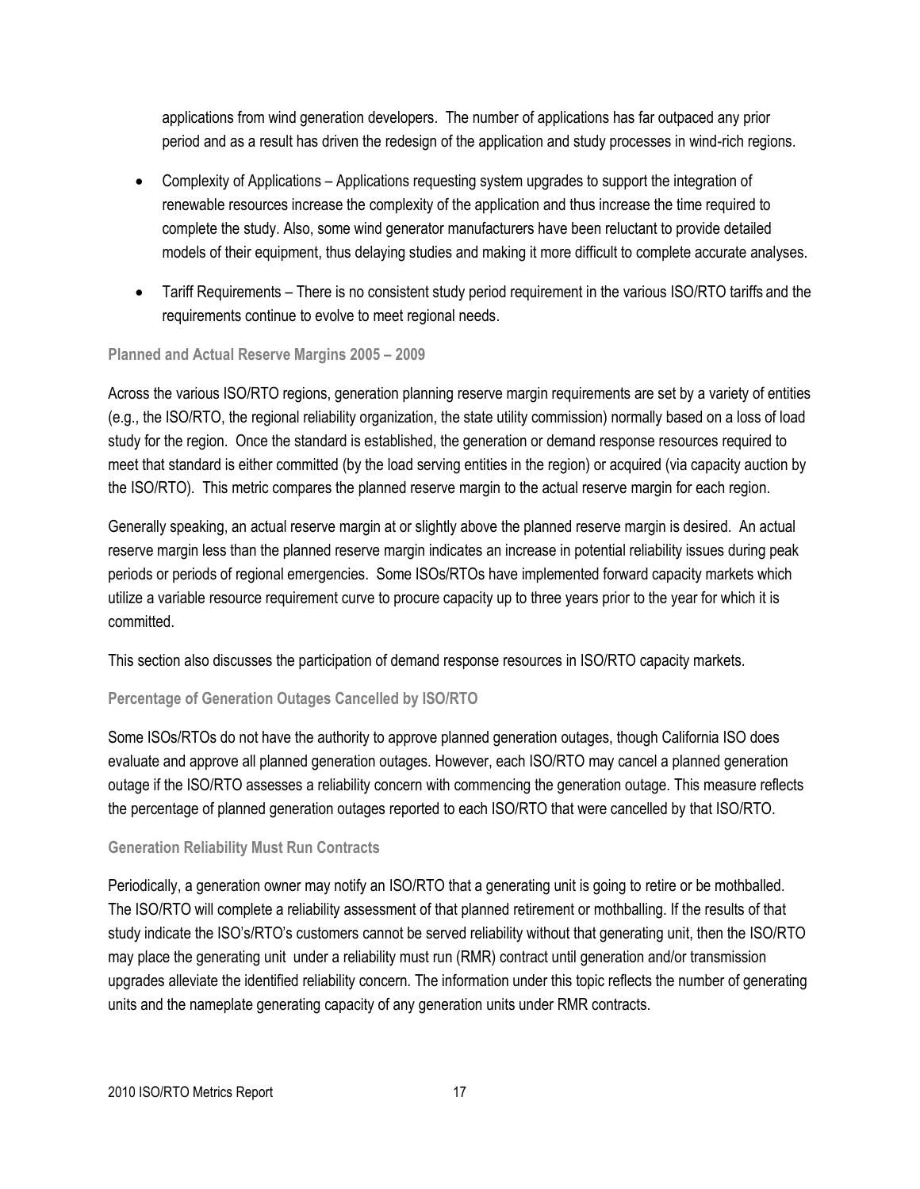applications from wind generation developers. The number of applications has far outpaced any prior period and as a result has driven the redesign of the application and study processes in wind-rich regions.

- Complexity of Applications – Applications requesting system upgrades to support the integration of renewable resources increase the complexity of the application and thus increase the time required to complete the study. Also, some wind generator manufacturers have been reluctant to provide detailed models of their equipment, thus delaying studies and making it more difficult to complete accurate analyses.
- Tariff Requirements – There is no consistent study period requirement in the various ISO/RTO tariffs and the requirements continue to evolve to meet regional needs.

### Planned and Actual Reserve Margins 2005 – 2009

Across the various ISO/RTO regions, generation planning reserve margin requirements are set by a variety of entities (e.g., the ISO/RTO, the regional reliability organization, the state utility commission) normally based on a loss of load study for the region. Once the standard is established, the generation or demand response resources required to meet that standard is either committed (by the load serving entities in the region) or acquired (via capacity auction by the ISO/RTO). This metric compares the planned reserve margin to the actual reserve margin for each region.

Generally speaking, an actual reserve margin at or slightly above the planned reserve margin is desired. An actual reserve margin less than the planned reserve margin indicates an increase in potential reliability issues during peak periods or periods of regional emergencies. Some ISOs/RTOs have implemented forward capacity markets which utilize a variable resource requirement curve to procure capacity up to three years prior to the year for which it is committed.

This section also discusses the participation of demand response resources in ISO/RTO capacity markets.

### Percentage of Generation Outages Cancelled by ISO/RTO

Some ISOs/RTOs do not have the authority to approve planned generation outages, though California ISO does evaluate and approve all planned generation outages. However, each ISO/RTO may cancel a planned generation outage if the ISO/RTO assesses a reliability concern with commencing the generation outage. This measure reflects the percentage of planned generation outages reported to each ISO/RTO that were cancelled by that ISO/RTO.

### Generation Reliability Must Run Contracts

Periodically, a generation owner may notify an ISO/RTO that a generating unit is going to retire or be mothballed. The ISO/RTO will complete a reliability assessment of that planned retirement or mothballing. If the results of that study indicate the ISO's/RTO's customers cannot be served reliability without that generating unit, then the ISO/RTO may place the generating unit under a reliability must run (RMR) contract until generation and/or transmission upgrades alleviate the identified reliability concern. The information under this topic reflects the number of generating units and the nameplate generating capacity of any generation units under RMR contracts.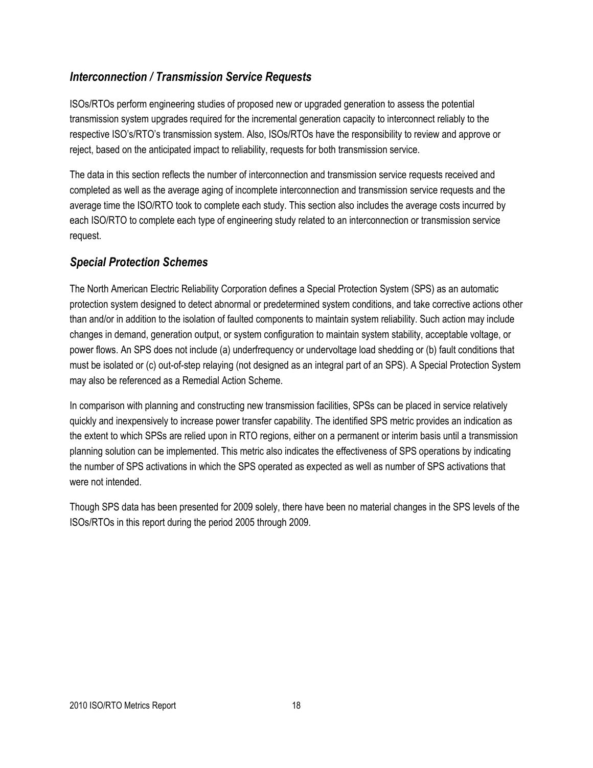## *Interconnection / Transmission Service Requests*

ISOs/RTOs perform engineering studies of proposed new or upgraded generation to assess the potential transmission system upgrades required for the incremental generation capacity to interconnect reliably to the respective ISO's/RTO's transmission system. Also, ISOs/RTOs have the responsibility to review and approve or reject, based on the anticipated impact to reliability, requests for both transmission service.

The data in this section reflects the number of interconnection and transmission service requests received and completed as well as the average aging of incomplete interconnection and transmission service requests and the average time the ISO/RTO took to complete each study. This section also includes the average costs incurred by each ISO/RTO to complete each type of engineering study related to an interconnection or transmission service request.

## *Special Protection Schemes*

The North American Electric Reliability Corporation defines a Special Protection System (SPS) as an automatic protection system designed to detect abnormal or predetermined system conditions, and take corrective actions other than and/or in addition to the isolation of faulted components to maintain system reliability. Such action may include changes in demand, generation output, or system configuration to maintain system stability, acceptable voltage, or power flows. An SPS does not include (a) underfrequency or undervoltage load shedding or (b) fault conditions that must be isolated or (c) out-of-step relaying (not designed as an integral part of an SPS). A Special Protection System may also be referenced as a Remedial Action Scheme.

In comparison with planning and constructing new transmission facilities, SPSs can be placed in service relatively quickly and inexpensively to increase power transfer capability. The identified SPS metric provides an indication as the extent to which SPSs are relied upon in RTO regions, either on a permanent or interim basis until a transmission planning solution can be implemented. This metric also indicates the effectiveness of SPS operations by indicating the number of SPS activations in which the SPS operated as expected as well as number of SPS activations that were not intended.

Though SPS data has been presented for 2009 solely, there have been no material changes in the SPS levels of the ISOs/RTOs in this report during the period 2005 through 2009.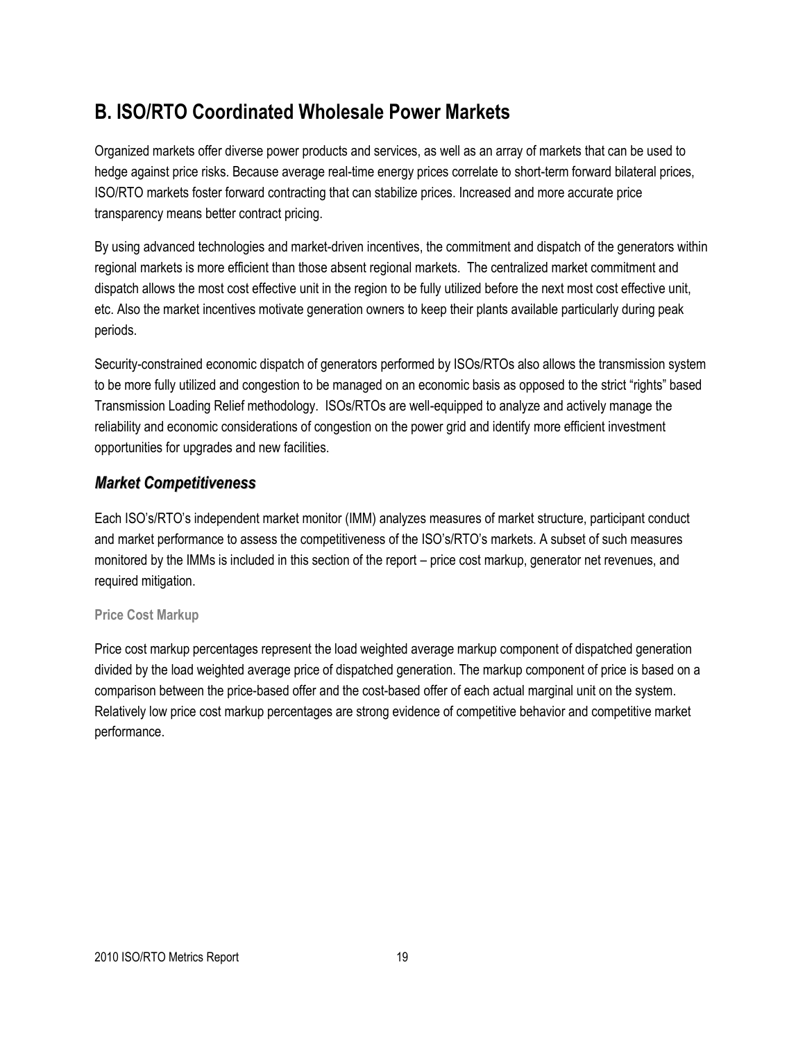## B. ISO/RTO Coordinated Wholesale Power Markets

Organized markets offer diverse power products and services, as well as an array of markets that can be used to hedge against price risks. Because average real-time energy prices correlate to short-term forward bilateral prices, ISO/RTO markets foster forward contracting that can stabilize prices. Increased and more accurate price transparency means better contract pricing.

By using advanced technologies and market-driven incentives, the commitment and dispatch of the generators within regional markets is more efficient than those absent regional markets. The centralized market commitment and dispatch allows the most cost effective unit in the region to be fully utilized before the next most cost effective unit, etc. Also the market incentives motivate generation owners to keep their plants available particularly during peak periods.

Security-constrained economic dispatch of generators performed by ISOs/RTOs also allows the transmission system to be more fully utilized and congestion to be managed on an economic basis as opposed to the strict "rights" based Transmission Loading Relief methodology. ISOs/RTOs are well-equipped to analyze and actively manage the reliability and economic considerations of congestion on the power grid and identify more efficient investment opportunities for upgrades and new facilities.

### *Market Competitiveness*

Each ISO's/RTO's independent market monitor (IMM) analyzes measures of market structure, participant conduct and market performance to assess the competitiveness of the ISO's/RTO's markets. A subset of such measures monitored by the IMMs is included in this section of the report – price cost markup, generator net revenues, and required mitigation.

#### Price Cost Markup

Price cost markup percentages represent the load weighted average markup component of dispatched generation divided by the load weighted average price of dispatched generation. The markup component of price is based on a comparison between the price-based offer and the cost-based offer of each actual marginal unit on the system. Relatively low price cost markup percentages are strong evidence of competitive behavior and competitive market performance.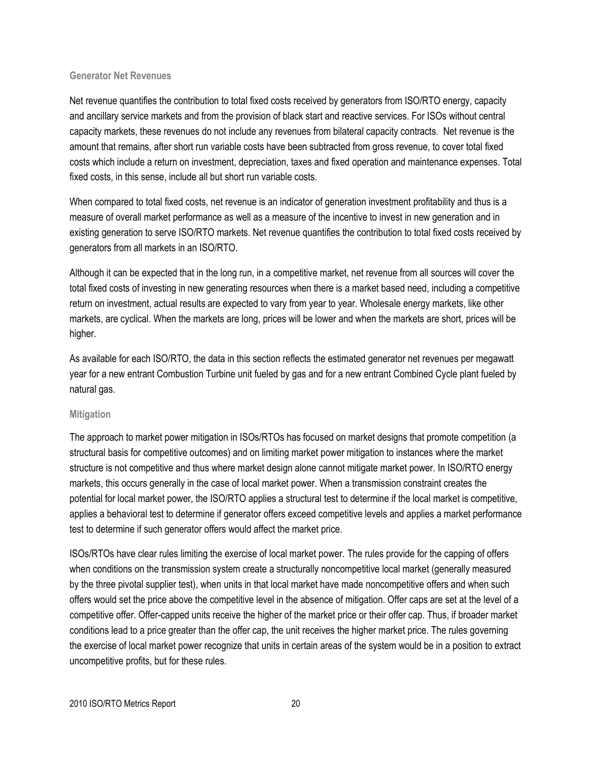### Generator Net Revenues

Net revenue quantifies the contribution to total fixed costs received by generators from ISO/RTO energy, capacity and ancillary service markets and from the provision of black start and reactive services. For ISOs without central capacity markets, these revenues do not include any revenues from bilateral capacity contracts. Net revenue is the amount that remains, after short run variable costs have been subtracted from gross revenue, to cover total fixed costs which include a return on investment, depreciation, taxes and fixed operation and maintenance expenses. Total fixed costs, in this sense, include all but short run variable costs.

When compared to total fixed costs, net revenue is an indicator of generation investment profitability and thus is a measure of overall market performance as well as a measure of the incentive to invest in new generation and in existing generation to serve ISO/RTO markets. Net revenue quantifies the contribution to total fixed costs received by generators from all markets in an ISO/RTO.

Although it can be expected that in the long run, in a competitive market, net revenue from all sources will cover the total fixed costs of investing in new generating resources when there is a market based need, including a competitive return on investment, actual results are expected to vary from year to year. Wholesale energy markets, like other markets, are cyclical. When the markets are long, prices will be lower and when the markets are short, prices will be higher.

As available for each ISO/RTO, the data in this section reflects the estimated generator net revenues per megawatt year for a new entrant Combustion Turbine unit fueled by gas and for a new entrant Combined Cycle plant fueled by natural gas.

### Mitigation

The approach to market power mitigation in ISOs/RTOs has focused on market designs that promote competition (a structural basis for competitive outcomes) and on limiting market power mitigation to instances where the market structure is not competitive and thus where market design alone cannot mitigate market power. In ISO/RTO energy markets, this occurs generally in the case of local market power. When a transmission constraint creates the potential for local market power, the ISO/RTO applies a structural test to determine if the local market is competitive, applies a behavioral test to determine if generator offers exceed competitive levels and applies a market performance test to determine if such generator offers would affect the market price.

ISOs/RTOs have clear rules limiting the exercise of local market power. The rules provide for the capping of offers when conditions on the transmission system create a structurally noncompetitive local market (generally measured by the three pivotal supplier test), when units in that local market have made noncompetitive offers and when such offers would set the price above the competitive level in the absence of mitigation. Offer caps are set at the level of a competitive offer. Offer-capped units receive the higher of the market price or their offer cap. Thus, if broader market conditions lead to a price greater than the offer cap, the unit receives the higher market price. The rules governing the exercise of local market power recognize that units in certain areas of the system would be in a position to extract uncompetitive profits, but for these rules.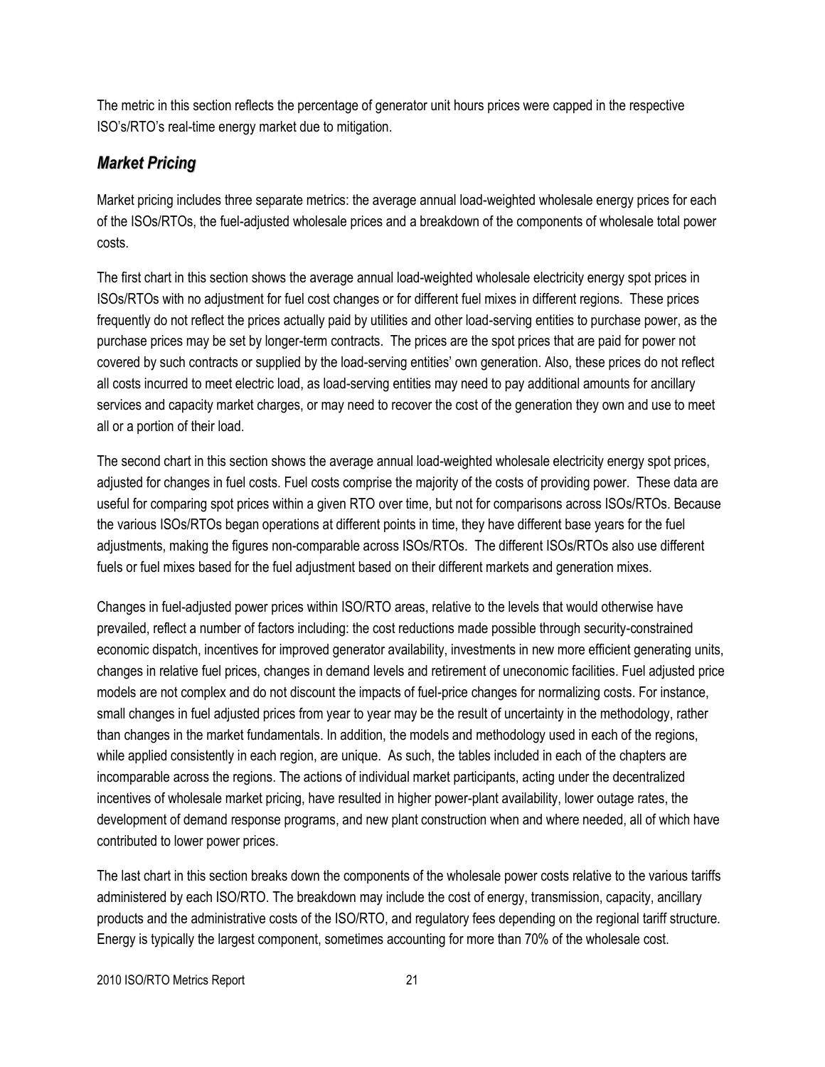The metric in this section reflects the percentage of generator unit hours prices were capped in the respective ISO's/RTO's real-time energy market due to mitigation.

### *Market Pricing*

Market pricing includes three separate metrics: the average annual load-weighted wholesale energy prices for each of the ISOs/RTOs, the fuel-adjusted wholesale prices and a breakdown of the components of wholesale total power costs.

The first chart in this section shows the average annual load-weighted wholesale electricity energy spot prices in ISOs/RTOs with no adjustment for fuel cost changes or for different fuel mixes in different regions. These prices frequently do not reflect the prices actually paid by utilities and other load-serving entities to purchase power, as the purchase prices may be set by longer-term contracts. The prices are the spot prices that are paid for power not covered by such contracts or supplied by the load-serving entities' own generation. Also, these prices do not reflect all costs incurred to meet electric load, as load-serving entities may need to pay additional amounts for ancillary services and capacity market charges, or may need to recover the cost of the generation they own and use to meet all or a portion of their load.

The second chart in this section shows the average annual load-weighted wholesale electricity energy spot prices, adjusted for changes in fuel costs. Fuel costs comprise the majority of the costs of providing power. These data are useful for comparing spot prices within a given RTO over time, but not for comparisons across ISOs/RTOs. Because the various ISOs/RTOs began operations at different points in time, they have different base years for the fuel adjustments, making the figures non-comparable across ISOs/RTOs. The different ISOs/RTOs also use different fuels or fuel mixes based for the fuel adjustment based on their different markets and generation mixes.

Changes in fuel-adjusted power prices within ISO/RTO areas, relative to the levels that would otherwise have prevailed, reflect a number of factors including: the cost reductions made possible through security-constrained economic dispatch, incentives for improved generator availability, investments in new more efficient generating units, changes in relative fuel prices, changes in demand levels and retirement of uneconomic facilities. Fuel adjusted price models are not complex and do not discount the impacts of fuel-price changes for normalizing costs. For instance, small changes in fuel adjusted prices from year to year may be the result of uncertainty in the methodology, rather than changes in the market fundamentals. In addition, the models and methodology used in each of the regions, while applied consistently in each region, are unique. As such, the tables included in each of the chapters are incomparable across the regions. The actions of individual market participants, acting under the decentralized incentives of wholesale market pricing, have resulted in higher power-plant availability, lower outage rates, the development of demand response programs, and new plant construction when and where needed, all of which have contributed to lower power prices.

The last chart in this section breaks down the components of the wholesale power costs relative to the various tariffs administered by each ISO/RTO. The breakdown may include the cost of energy, transmission, capacity, ancillary products and the administrative costs of the ISO/RTO, and regulatory fees depending on the regional tariff structure. Energy is typically the largest component, sometimes accounting for more than 70% of the wholesale cost.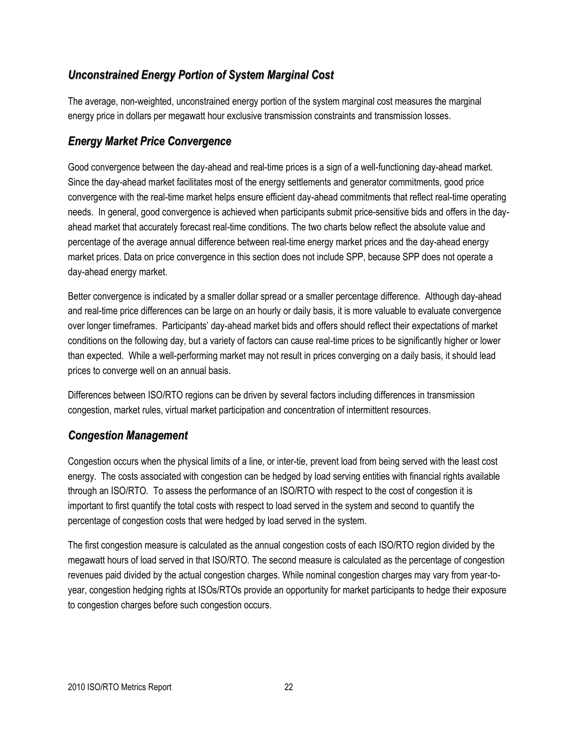## *Unconstrained Energy Portion of System Marginal Cost*

The average, non-weighted, unconstrained energy portion of the system marginal cost measures the marginal energy price in dollars per megawatt hour exclusive transmission constraints and transmission losses.

## *Energy Market Price Convergence*

Good convergence between the day-ahead and real-time prices is a sign of a well-functioning day-ahead market. Since the day-ahead market facilitates most of the energy settlements and generator commitments, good price convergence with the real-time market helps ensure efficient day-ahead commitments that reflect real-time operating needs. In general, good convergence is achieved when participants submit price-sensitive bids and offers in the day-ahead market that accurately forecast real-time conditions. The two charts below reflect the absolute value and percentage of the average annual difference between real-time energy market prices and the day-ahead energy market prices. Data on price convergence in this section does not include SPP, because SPP does not operate a day-ahead energy market.

Better convergence is indicated by a smaller dollar spread or a smaller percentage difference. Although day-ahead and real-time price differences can be large on an hourly or daily basis, it is more valuable to evaluate convergence over longer timeframes. Participants' day-ahead market bids and offers should reflect their expectations of market conditions on the following day, but a variety of factors can cause real-time prices to be significantly higher or lower than expected. While a well-performing market may not result in prices converging on a daily basis, it should lead prices to converge well on an annual basis.

Differences between ISO/RTO regions can be driven by several factors including differences in transmission congestion, market rules, virtual market participation and concentration of intermittent resources.

## *Congestion Management*

Congestion occurs when the physical limits of a line, or inter-tie, prevent load from being served with the least cost energy. The costs associated with congestion can be hedged by load serving entities with financial rights available through an ISO/RTO. To assess the performance of an ISO/RTO with respect to the cost of congestion it is important to first quantify the total costs with respect to load served in the system and second to quantify the percentage of congestion costs that were hedged by load served in the system.

The first congestion measure is calculated as the annual congestion costs of each ISO/RTO region divided by the megawatt hours of load served in that ISO/RTO. The second measure is calculated as the percentage of congestion revenues paid divided by the actual congestion charges. While nominal congestion charges may vary from year-to-year, congestion hedging rights at ISOs/RTOs provide an opportunity for market participants to hedge their exposure to congestion charges before such congestion occurs.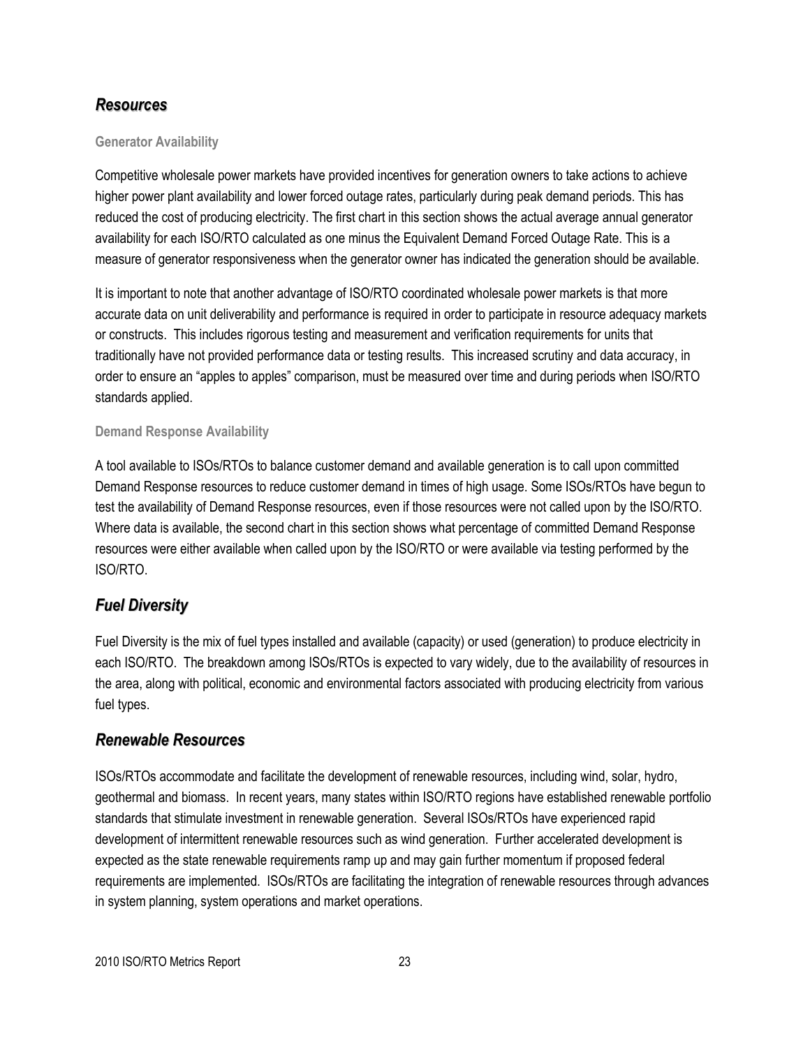## *Resources*

### Generator Availability

Competitive wholesale power markets have provided incentives for generation owners to take actions to achieve higher power plant availability and lower forced outage rates, particularly during peak demand periods. This has reduced the cost of producing electricity. The first chart in this section shows the actual average annual generator availability for each ISO/RTO calculated as one minus the Equivalent Demand Forced Outage Rate. This is a measure of generator responsiveness when the generator owner has indicated the generation should be available.

It is important to note that another advantage of ISO/RTO coordinated wholesale power markets is that more accurate data on unit deliverability and performance is required in order to participate in resource adequacy markets or constructs. This includes rigorous testing and measurement and verification requirements for units that traditionally have not provided performance data or testing results. This increased scrutiny and data accuracy, in order to ensure an "apples to apples" comparison, must be measured over time and during periods when ISO/RTO standards applied.

### Demand Response Availability

A tool available to ISOs/RTOs to balance customer demand and available generation is to call upon committed Demand Response resources to reduce customer demand in times of high usage. Some ISOs/RTOs have begun to test the availability of Demand Response resources, even if those resources were not called upon by the ISO/RTO. Where data is available, the second chart in this section shows what percentage of committed Demand Response resources were either available when called upon by the ISO/RTO or were available via testing performed by the ISO/RTO.

## *Fuel Diversity*

Fuel Diversity is the mix of fuel types installed and available (capacity) or used (generation) to produce electricity in each ISO/RTO. The breakdown among ISOs/RTOs is expected to vary widely, due to the availability of resources in the area, along with political, economic and environmental factors associated with producing electricity from various fuel types.

## *Renewable Resources*

ISOs/RTOs accommodate and facilitate the development of renewable resources, including wind, solar, hydro, geothermal and biomass. In recent years, many states within ISO/RTO regions have established renewable portfolio standards that stimulate investment in renewable generation. Several ISOs/RTOs have experienced rapid development of intermittent renewable resources such as wind generation. Further accelerated development is expected as the state renewable requirements ramp up and may gain further momentum if proposed federal requirements are implemented. ISOs/RTOs are facilitating the integration of renewable resources through advances in system planning, system operations and market operations.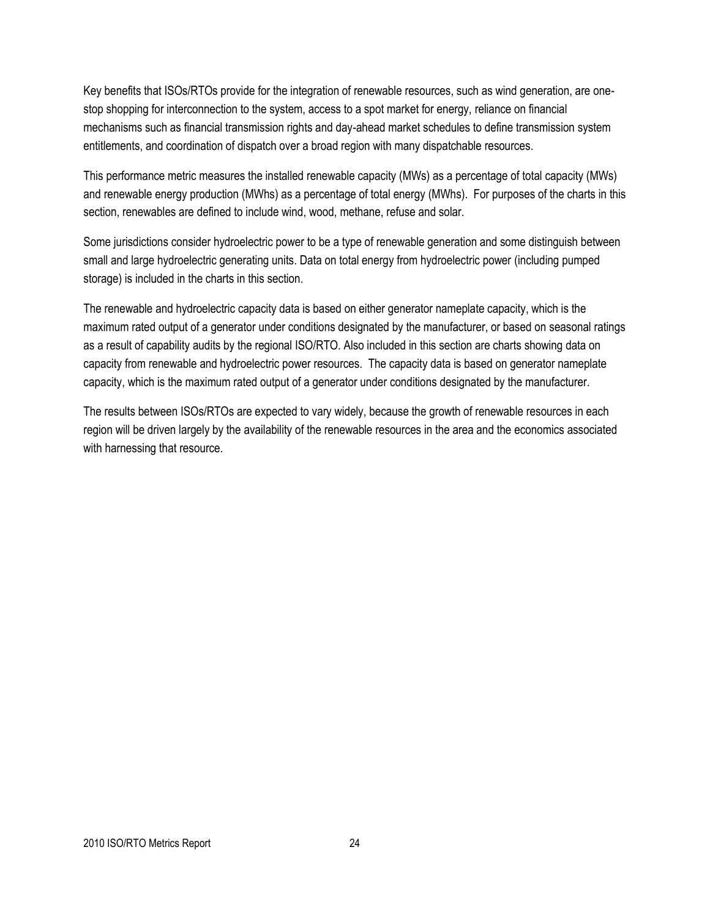Key benefits that ISOs/RTOs provide for the integration of renewable resources, such as wind generation, are one-stop shopping for interconnection to the system, access to a spot market for energy, reliance on financial mechanisms such as financial transmission rights and day-ahead market schedules to define transmission system entitlements, and coordination of dispatch over a broad region with many dispatchable resources.

This performance metric measures the installed renewable capacity (MWs) as a percentage of total capacity (MWs) and renewable energy production (MWhs) as a percentage of total energy (MWhs). For purposes of the charts in this section, renewables are defined to include wind, wood, methane, refuse and solar.

Some jurisdictions consider hydroelectric power to be a type of renewable generation and some distinguish between small and large hydroelectric generating units. Data on total energy from hydroelectric power (including pumped storage) is included in the charts in this section.

The renewable and hydroelectric capacity data is based on either generator nameplate capacity, which is the maximum rated output of a generator under conditions designated by the manufacturer, or based on seasonal ratings as a result of capability audits by the regional ISO/RTO. Also included in this section are charts showing data on capacity from renewable and hydroelectric power resources. The capacity data is based on generator nameplate capacity, which is the maximum rated output of a generator under conditions designated by the manufacturer.

The results between ISOs/RTOs are expected to vary widely, because the growth of renewable resources in each region will be driven largely by the availability of the renewable resources in the area and the economics associated with harnessing that resource.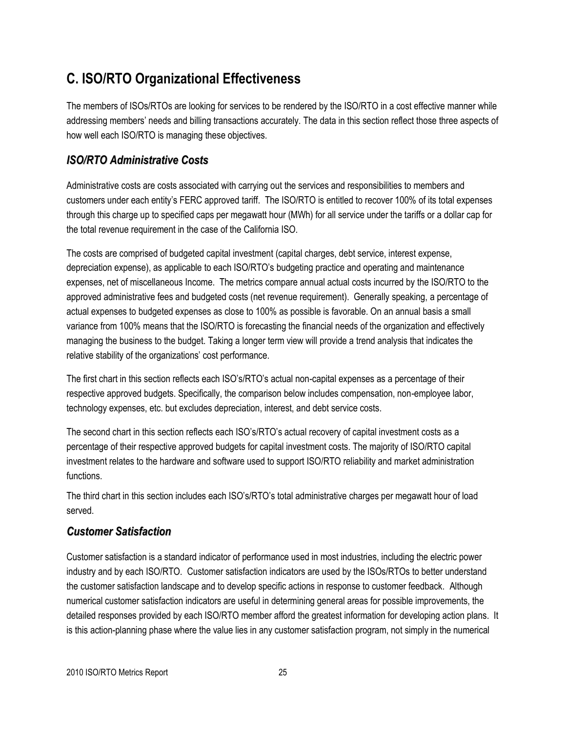## C. ISO/RTO Organizational Effectiveness

The members of ISOs/RTOs are looking for services to be rendered by the ISO/RTO in a cost effective manner while addressing members' needs and billing transactions accurately. The data in this section reflect those three aspects of how well each ISO/RTO is managing these objectives.

### *ISO/RTO Administrative Costs*

Administrative costs are costs associated with carrying out the services and responsibilities to members and customers under each entity's FERC approved tariff. The ISO/RTO is entitled to recover 100% of its total expenses through this charge up to specified caps per megawatt hour (MWh) for all service under the tariffs or a dollar cap for the total revenue requirement in the case of the California ISO.

The costs are comprised of budgeted capital investment (capital charges, debt service, interest expense, depreciation expense), as applicable to each ISO/RTO's budgeting practice and operating and maintenance expenses, net of miscellaneous Income. The metrics compare annual actual costs incurred by the ISO/RTO to the approved administrative fees and budgeted costs (net revenue requirement). Generally speaking, a percentage of actual expenses to budgeted expenses as close to 100% as possible is favorable. On an annual basis a small variance from 100% means that the ISO/RTO is forecasting the financial needs of the organization and effectively managing the business to the budget. Taking a longer term view will provide a trend analysis that indicates the relative stability of the organizations' cost performance.

The first chart in this section reflects each ISO's/RTO's actual non-capital expenses as a percentage of their respective approved budgets. Specifically, the comparison below includes compensation, non-employee labor, technology expenses, etc. but excludes depreciation, interest, and debt service costs.

The second chart in this section reflects each ISO's/RTO's actual recovery of capital investment costs as a percentage of their respective approved budgets for capital investment costs. The majority of ISO/RTO capital investment relates to the hardware and software used to support ISO/RTO reliability and market administration functions.

The third chart in this section includes each ISO's/RTO's total administrative charges per megawatt hour of load served.

### *Customer Satisfaction*

Customer satisfaction is a standard indicator of performance used in most industries, including the electric power industry and by each ISO/RTO. Customer satisfaction indicators are used by the ISOs/RTOs to better understand the customer satisfaction landscape and to develop specific actions in response to customer feedback. Although numerical customer satisfaction indicators are useful in determining general areas for possible improvements, the detailed responses provided by each ISO/RTO member afford the greatest information for developing action plans. It is this action-planning phase where the value lies in any customer satisfaction program, not simply in the numerical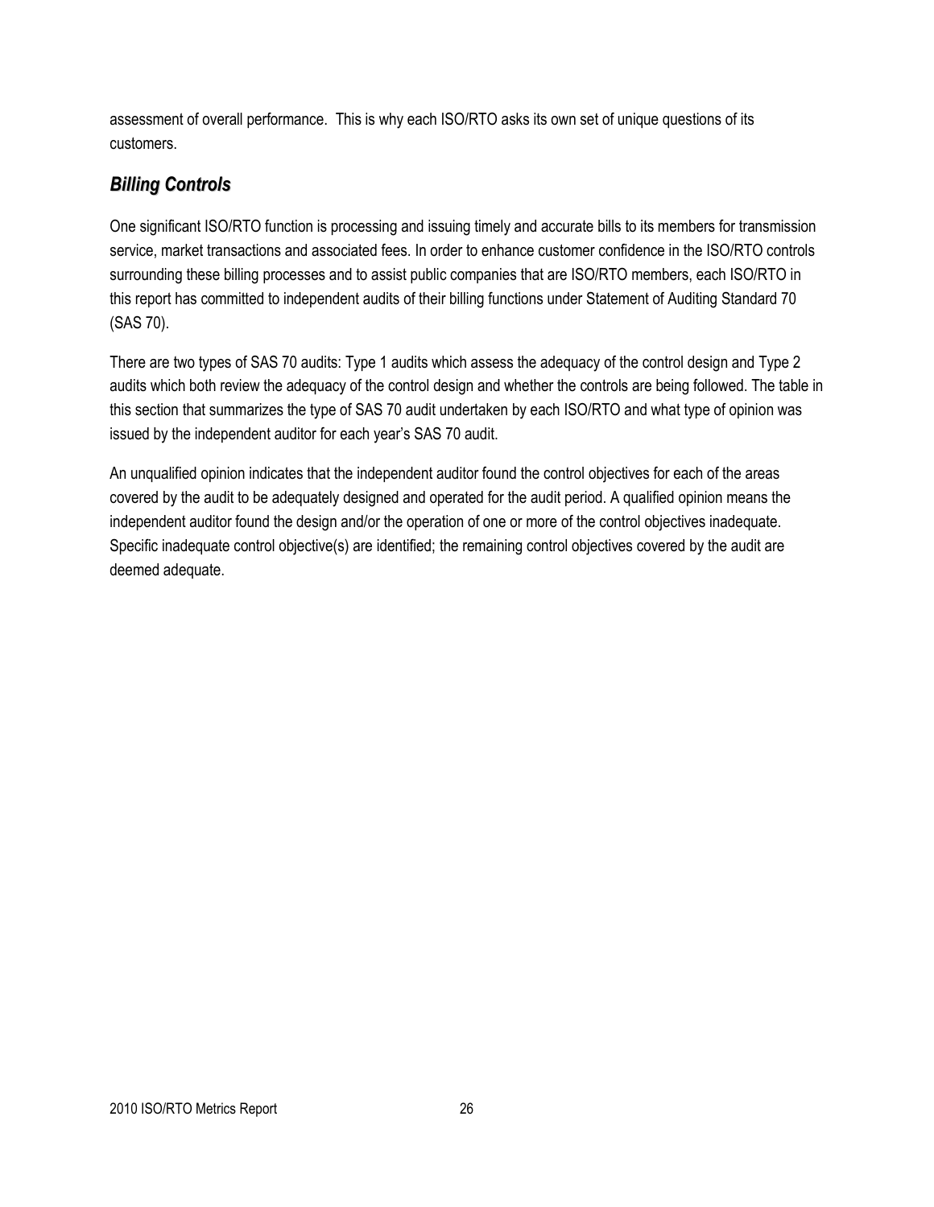assessment of overall performance. This is why each ISO/RTO asks its own set of unique questions of its customers.

## *Billing Controls*

One significant ISO/RTO function is processing and issuing timely and accurate bills to its members for transmission service, market transactions and associated fees. In order to enhance customer confidence in the ISO/RTO controls surrounding these billing processes and to assist public companies that are ISO/RTO members, each ISO/RTO in this report has committed to independent audits of their billing functions under Statement of Auditing Standard 70 (SAS 70).

There are two types of SAS 70 audits: Type 1 audits which assess the adequacy of the control design and Type 2 audits which both review the adequacy of the control design and whether the controls are being followed. The table in this section that summarizes the type of SAS 70 audit undertaken by each ISO/RTO and what type of opinion was issued by the independent auditor for each year's SAS 70 audit.

An unqualified opinion indicates that the independent auditor found the control objectives for each of the areas covered by the audit to be adequately designed and operated for the audit period. A qualified opinion means the independent auditor found the design and/or the operation of one or more of the control objectives inadequate. Specific inadequate control objective(s) are identified; the remaining control objectives covered by the audit are deemed adequate.